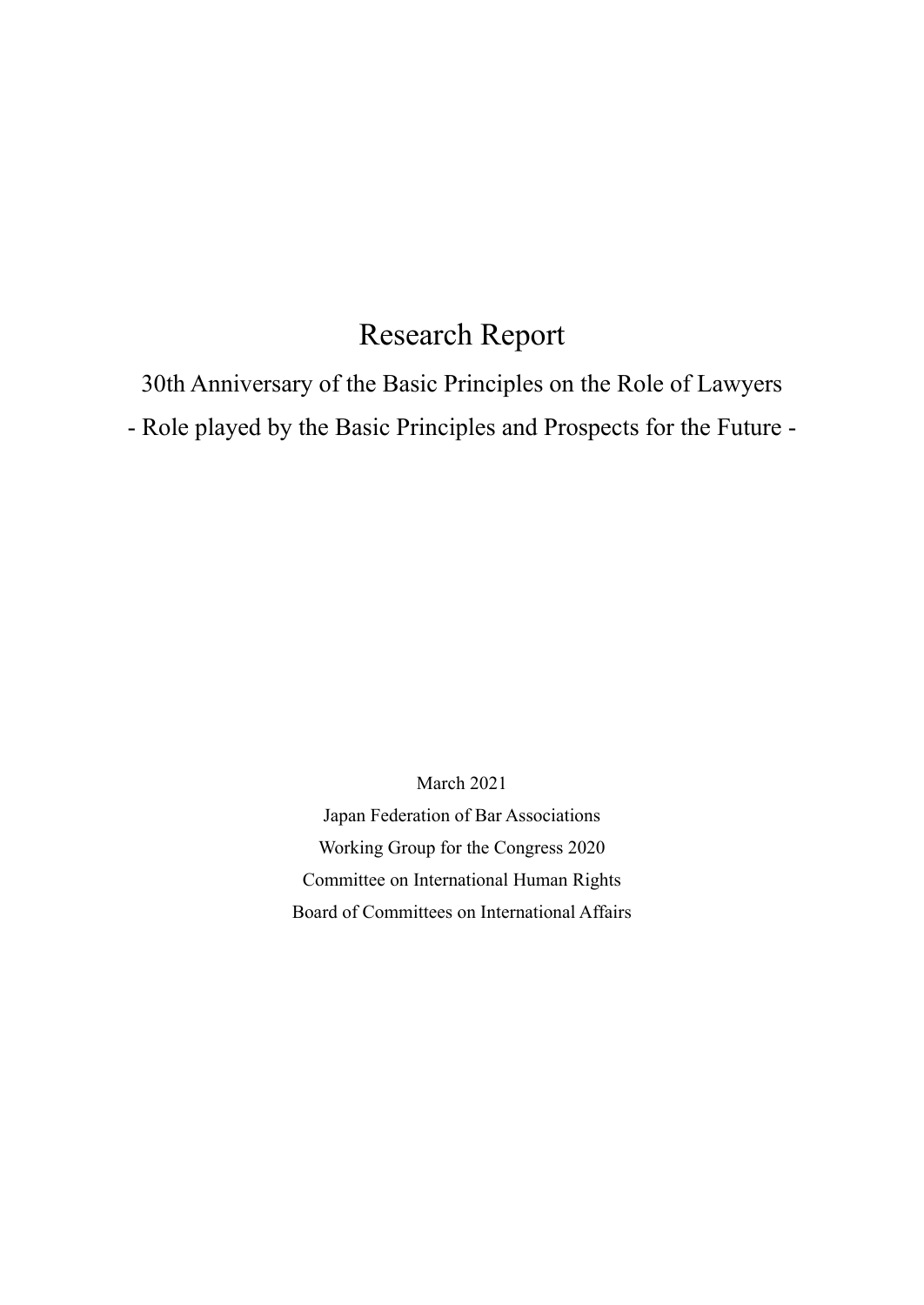# Research Report

## 30th Anniversary of the Basic Principles on the Role of Lawyers

## - Role played by the Basic Principles and Prospects for the Future -

March 2021

Japan Federation of Bar Associations

Working Group for the Congress 2020

Committee on International Human Rights

Board of Committees on International Affairs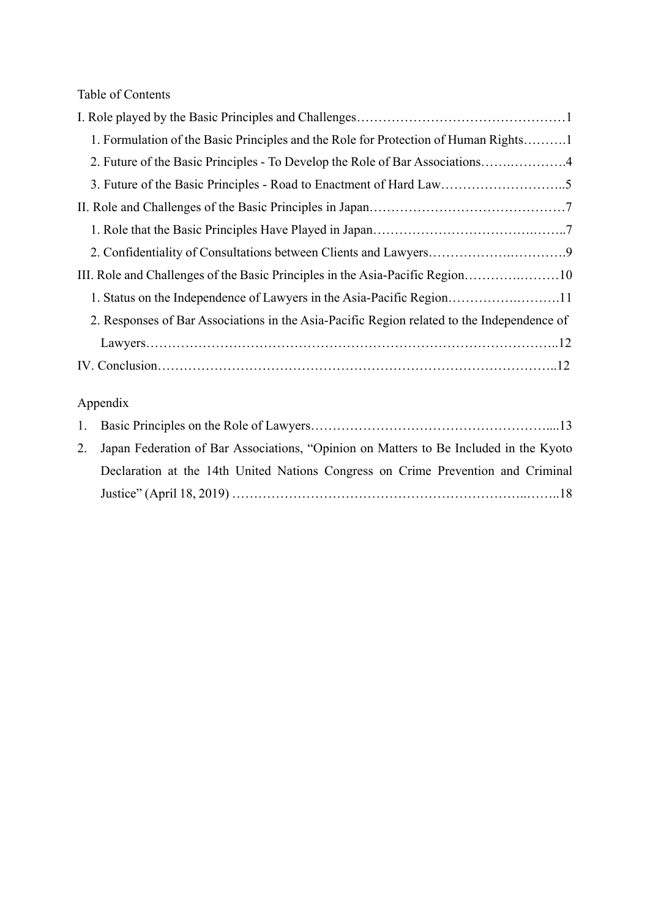Table of Contents

I. Role played by the Basic Principles and Challenges…………………………………………1

1. Formulation of the Basic Principles and the Role for Protection of Human Rights……….1
2. Future of the Basic Principles - To Develop the Role of Bar Associations…….………….4
3. Future of the Basic Principles - Road to Enactment of Hard Law………………………..5

II. Role and Challenges of the Basic Principles in Japan………………………………………7

1. Role that the Basic Principles Have Played in Japan……………………………….……..7
2. Confidentiality of Consultations between Clients and Lawyers…………….…………….9

III. Role and Challenges of the Basic Principles in the Asia-Pacific Region………….………10

1. Status on the Independence of Lawyers in the Asia-Pacific Region…………….……….11
2. Responses of Bar Associations in the Asia-Pacific Region related to the Independence of Lawyers……………………………………………………………………………..12

IV. Conclusion……………………………………………………………………………..12

Appendix

1. Basic Principles on the Role of Lawyers………………………………………………....13
2. Japan Federation of Bar Associations, "Opinion on Matters to Be Included in the Kyoto Declaration at the 14th United Nations Congress on Crime Prevention and Criminal Justice" (April 18, 2019) …………………………………………………………..……..18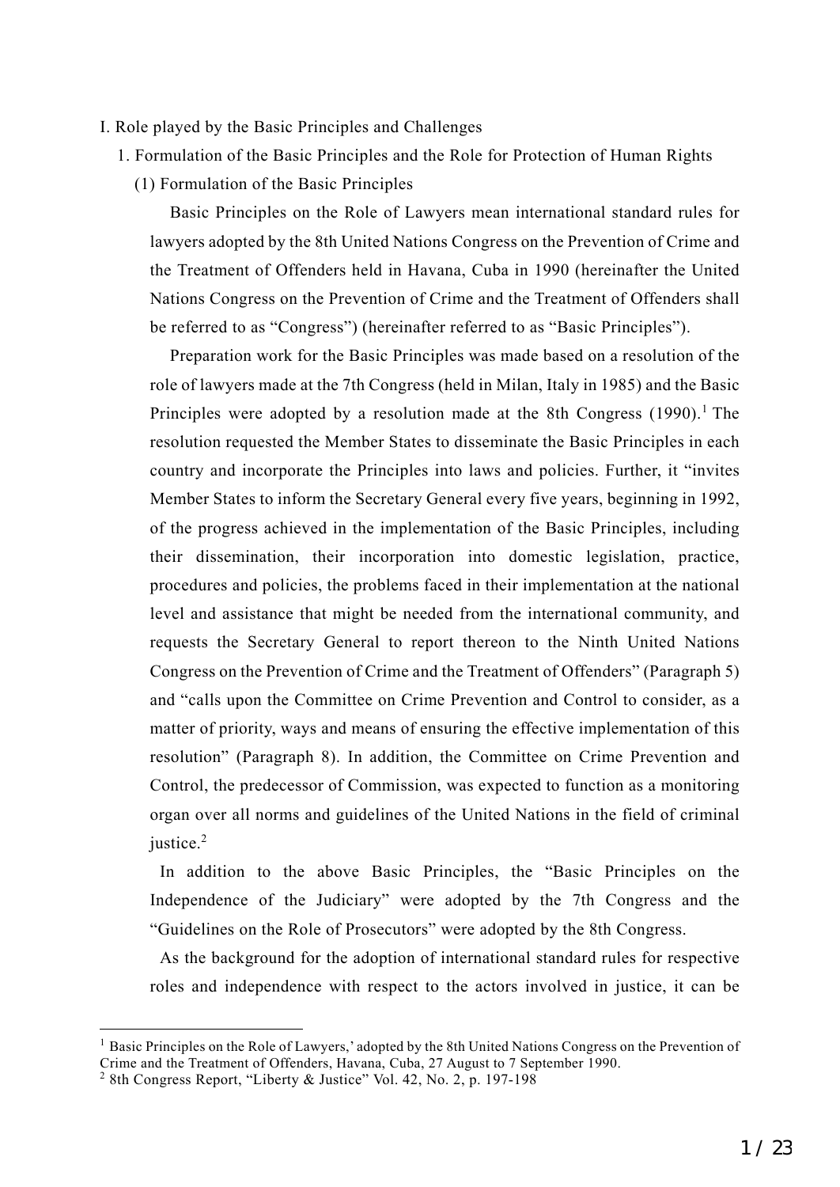# I. Role played by the Basic Principles and Challenges

## 1. Formulation of the Basic Principles and the Role for Protection of Human Rights

### (1) Formulation of the Basic Principles

Basic Principles on the Role of Lawyers mean international standard rules for lawyers adopted by the 8th United Nations Congress on the Prevention of Crime and the Treatment of Offenders held in Havana, Cuba in 1990 (hereinafter the United Nations Congress on the Prevention of Crime and the Treatment of Offenders shall be referred to as "Congress") (hereinafter referred to as "Basic Principles").

Preparation work for the Basic Principles was made based on a resolution of the role of lawyers made at the 7th Congress (held in Milan, Italy in 1985) and the Basic Principles were adopted by a resolution made at the 8th Congress (1990).[1] The resolution requested the Member States to disseminate the Basic Principles in each country and incorporate the Principles into laws and policies. Further, it "invites Member States to inform the Secretary General every five years, beginning in 1992, of the progress achieved in the implementation of the Basic Principles, including their dissemination, their incorporation into domestic legislation, practice, procedures and policies, the problems faced in their implementation at the national level and assistance that might be needed from the international community, and requests the Secretary General to report thereon to the Ninth United Nations Congress on the Prevention of Crime and the Treatment of Offenders" (Paragraph 5) and "calls upon the Committee on Crime Prevention and Control to consider, as a matter of priority, ways and means of ensuring the effective implementation of this resolution" (Paragraph 8). In addition, the Committee on Crime Prevention and Control, the predecessor of Commission, was expected to function as a monitoring organ over all norms and guidelines of the United Nations in the field of criminal justice.[2]

In addition to the above Basic Principles, the "Basic Principles on the Independence of the Judiciary" were adopted by the 7th Congress and the "Guidelines on the Role of Prosecutors" were adopted by the 8th Congress.

As the background for the adoption of international standard rules for respective roles and independence with respect to the actors involved in justice, it can be

---

[1] Basic Principles on the Role of Lawyers,' adopted by the 8th United Nations Congress on the Prevention of Crime and the Treatment of Offenders, Havana, Cuba, 27 August to 7 September 1990.

[2] 8th Congress Report, "Liberty & Justice" Vol. 42, No. 2, p. 197-198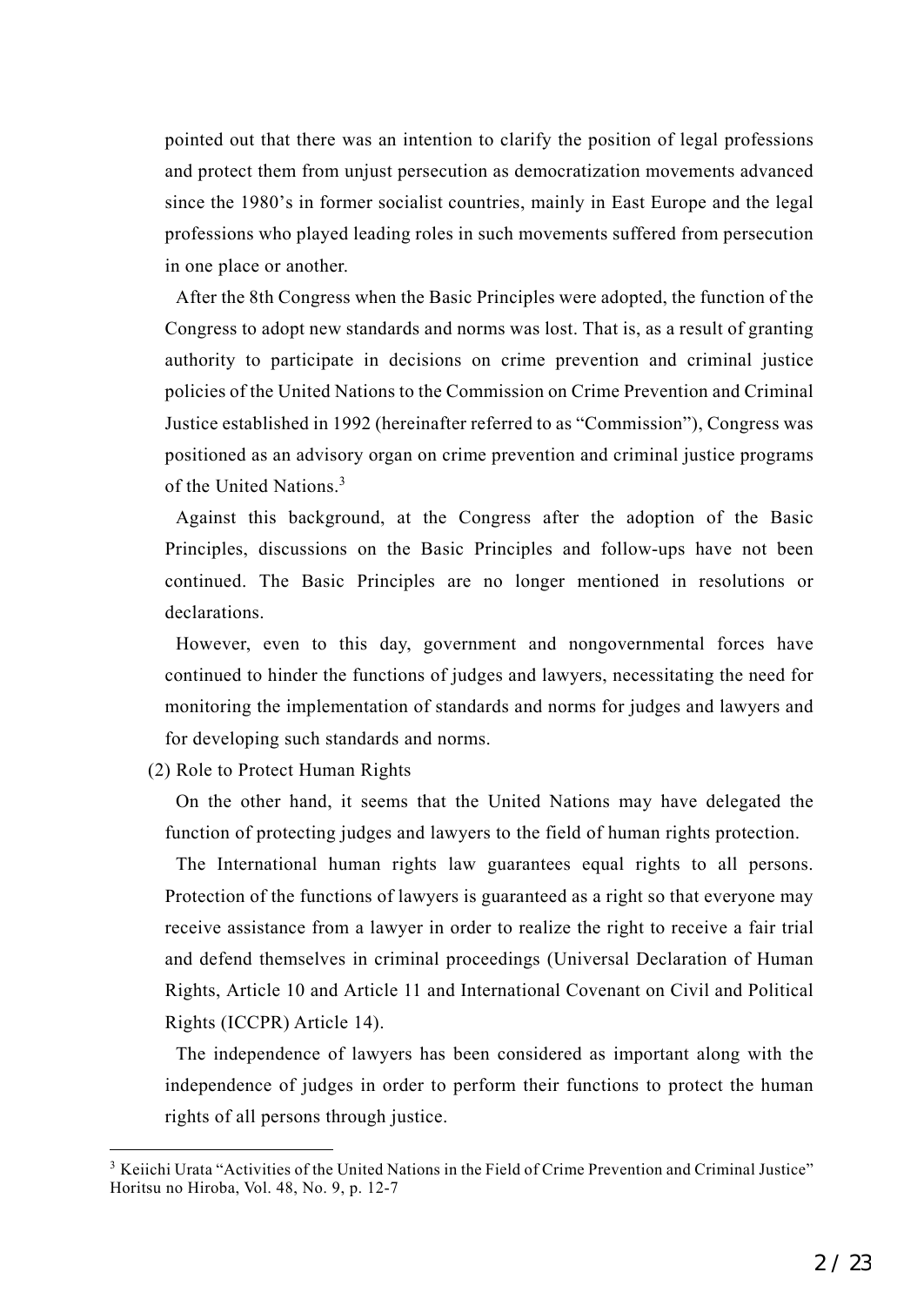pointed out that there was an intention to clarify the position of legal professions and protect them from unjust persecution as democratization movements advanced since the 1980's in former socialist countries, mainly in East Europe and the legal professions who played leading roles in such movements suffered from persecution in one place or another.

After the 8th Congress when the Basic Principles were adopted, the function of the Congress to adopt new standards and norms was lost. That is, as a result of granting authority to participate in decisions on crime prevention and criminal justice policies of the United Nations to the Commission on Crime Prevention and Criminal Justice established in 1992 (hereinafter referred to as "Commission"), Congress was positioned as an advisory organ on crime prevention and criminal justice programs of the United Nations.[3]

Against this background, at the Congress after the adoption of the Basic Principles, discussions on the Basic Principles and follow-ups have not been continued. The Basic Principles are no longer mentioned in resolutions or declarations.

However, even to this day, government and nongovernmental forces have continued to hinder the functions of judges and lawyers, necessitating the need for monitoring the implementation of standards and norms for judges and lawyers and for developing such standards and norms.

(2) Role to Protect Human Rights

On the other hand, it seems that the United Nations may have delegated the function of protecting judges and lawyers to the field of human rights protection.

The International human rights law guarantees equal rights to all persons. Protection of the functions of lawyers is guaranteed as a right so that everyone may receive assistance from a lawyer in order to realize the right to receive a fair trial and defend themselves in criminal proceedings (Universal Declaration of Human Rights, Article 10 and Article 11 and International Covenant on Civil and Political Rights (ICCPR) Article 14).

The independence of lawyers has been considered as important along with the independence of judges in order to perform their functions to protect the human rights of all persons through justice.

---

[3] Keiichi Urata "Activities of the United Nations in the Field of Crime Prevention and Criminal Justice" Horitsu no Hiroba, Vol. 48, No. 9, p. 12-7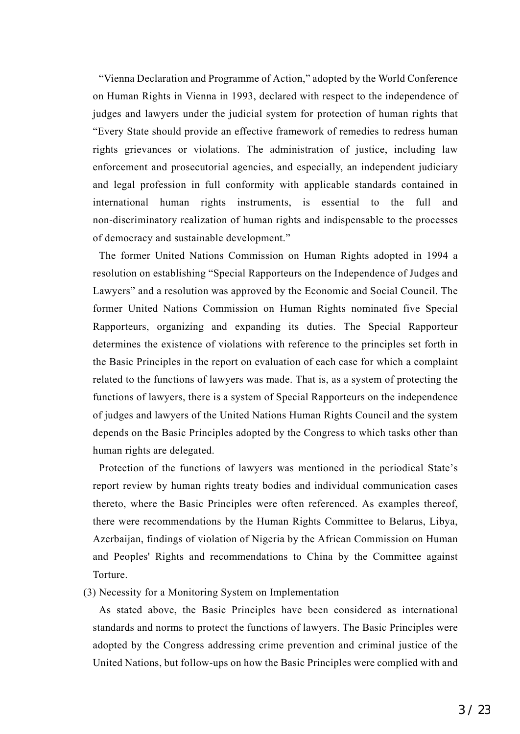"Vienna Declaration and Programme of Action," adopted by the World Conference on Human Rights in Vienna in 1993, declared with respect to the independence of judges and lawyers under the judicial system for protection of human rights that "Every State should provide an effective framework of remedies to redress human rights grievances or violations. The administration of justice, including law enforcement and prosecutorial agencies, and especially, an independent judiciary and legal profession in full conformity with applicable standards contained in international human rights instruments, is essential to the full and non-discriminatory realization of human rights and indispensable to the processes of democracy and sustainable development."

The former United Nations Commission on Human Rights adopted in 1994 a resolution on establishing "Special Rapporteurs on the Independence of Judges and Lawyers" and a resolution was approved by the Economic and Social Council. The former United Nations Commission on Human Rights nominated five Special Rapporteurs, organizing and expanding its duties. The Special Rapporteur determines the existence of violations with reference to the principles set forth in the Basic Principles in the report on evaluation of each case for which a complaint related to the functions of lawyers was made. That is, as a system of protecting the functions of lawyers, there is a system of Special Rapporteurs on the independence of judges and lawyers of the United Nations Human Rights Council and the system depends on the Basic Principles adopted by the Congress to which tasks other than human rights are delegated.

Protection of the functions of lawyers was mentioned in the periodical State's report review by human rights treaty bodies and individual communication cases thereto, where the Basic Principles were often referenced. As examples thereof, there were recommendations by the Human Rights Committee to Belarus, Libya, Azerbaijan, findings of violation of Nigeria by the African Commission on Human and Peoples' Rights and recommendations to China by the Committee against Torture.

(3) Necessity for a Monitoring System on Implementation

As stated above, the Basic Principles have been considered as international standards and norms to protect the functions of lawyers. The Basic Principles were adopted by the Congress addressing crime prevention and criminal justice of the United Nations, but follow-ups on how the Basic Principles were complied with and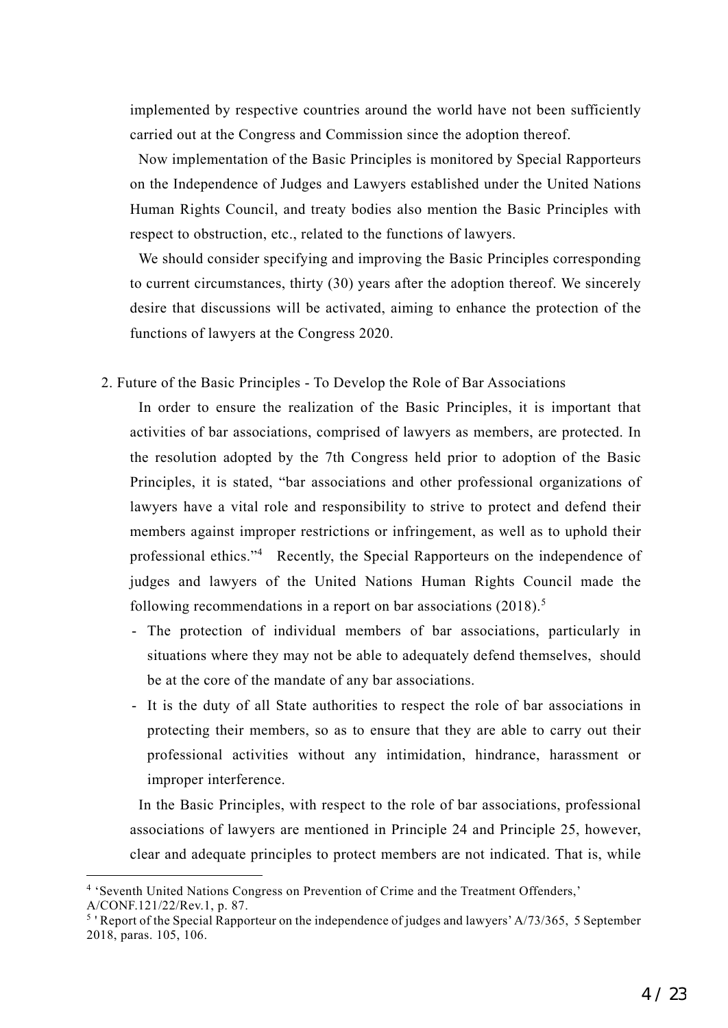implemented by respective countries around the world have not been sufficiently carried out at the Congress and Commission since the adoption thereof.

Now implementation of the Basic Principles is monitored by Special Rapporteurs on the Independence of Judges and Lawyers established under the United Nations Human Rights Council, and treaty bodies also mention the Basic Principles with respect to obstruction, etc., related to the functions of lawyers.

We should consider specifying and improving the Basic Principles corresponding to current circumstances, thirty (30) years after the adoption thereof. We sincerely desire that discussions will be activated, aiming to enhance the protection of the functions of lawyers at the Congress 2020.

2. Future of the Basic Principles - To Develop the Role of Bar Associations

In order to ensure the realization of the Basic Principles, it is important that activities of bar associations, comprised of lawyers as members, are protected. In the resolution adopted by the 7th Congress held prior to adoption of the Basic Principles, it is stated, "bar associations and other professional organizations of lawyers have a vital role and responsibility to strive to protect and defend their members against improper restrictions or infringement, as well as to uphold their professional ethics."[4] Recently, the Special Rapporteurs on the independence of judges and lawyers of the United Nations Human Rights Council made the following recommendations in a report on bar associations (2018).[5]

- The protection of individual members of bar associations, particularly in situations where they may not be able to adequately defend themselves, should be at the core of the mandate of any bar associations.
- It is the duty of all State authorities to respect the role of bar associations in protecting their members, so as to ensure that they are able to carry out their professional activities without any intimidation, hindrance, harassment or improper interference.

In the Basic Principles, with respect to the role of bar associations, professional associations of lawyers are mentioned in Principle 24 and Principle 25, however, clear and adequate principles to protect members are not indicated. That is, while

---

[4] 'Seventh United Nations Congress on Prevention of Crime and the Treatment Offenders,' A/CONF.121/22/Rev.1, p. 87.

[5] 'Report of the Special Rapporteur on the independence of judges and lawyers' A/73/365, 5 September 2018, paras. 105, 106.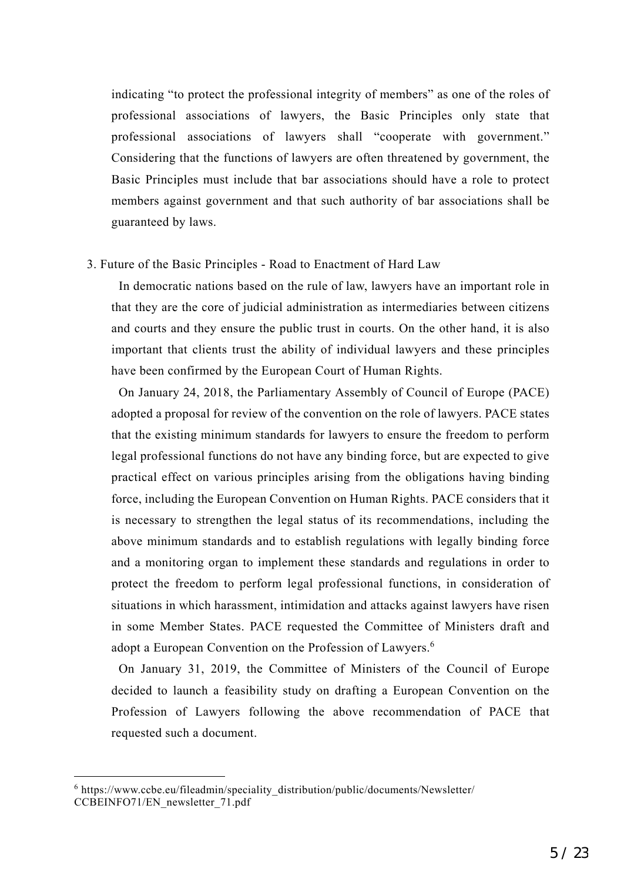indicating "to protect the professional integrity of members" as one of the roles of professional associations of lawyers, the Basic Principles only state that professional associations of lawyers shall "cooperate with government." Considering that the functions of lawyers are often threatened by government, the Basic Principles must include that bar associations should have a role to protect members against government and that such authority of bar associations shall be guaranteed by laws.

3. Future of the Basic Principles - Road to Enactment of Hard Law

In democratic nations based on the rule of law, lawyers have an important role in that they are the core of judicial administration as intermediaries between citizens and courts and they ensure the public trust in courts. On the other hand, it is also important that clients trust the ability of individual lawyers and these principles have been confirmed by the European Court of Human Rights.

On January 24, 2018, the Parliamentary Assembly of Council of Europe (PACE) adopted a proposal for review of the convention on the role of lawyers. PACE states that the existing minimum standards for lawyers to ensure the freedom to perform legal professional functions do not have any binding force, but are expected to give practical effect on various principles arising from the obligations having binding force, including the European Convention on Human Rights. PACE considers that it is necessary to strengthen the legal status of its recommendations, including the above minimum standards and to establish regulations with legally binding force and a monitoring organ to implement these standards and regulations in order to protect the freedom to perform legal professional functions, in consideration of situations in which harassment, intimidation and attacks against lawyers have risen in some Member States. PACE requested the Committee of Ministers draft and adopt a European Convention on the Profession of Lawyers.[6]

On January 31, 2019, the Committee of Ministers of the Council of Europe decided to launch a feasibility study on drafting a European Convention on the Profession of Lawyers following the above recommendation of PACE that requested such a document.

---

[6] https://www.ccbe.eu/fileadmin/speciality_distribution/public/documents/Newsletter/CCBEINFO71/EN_newsletter_71.pdf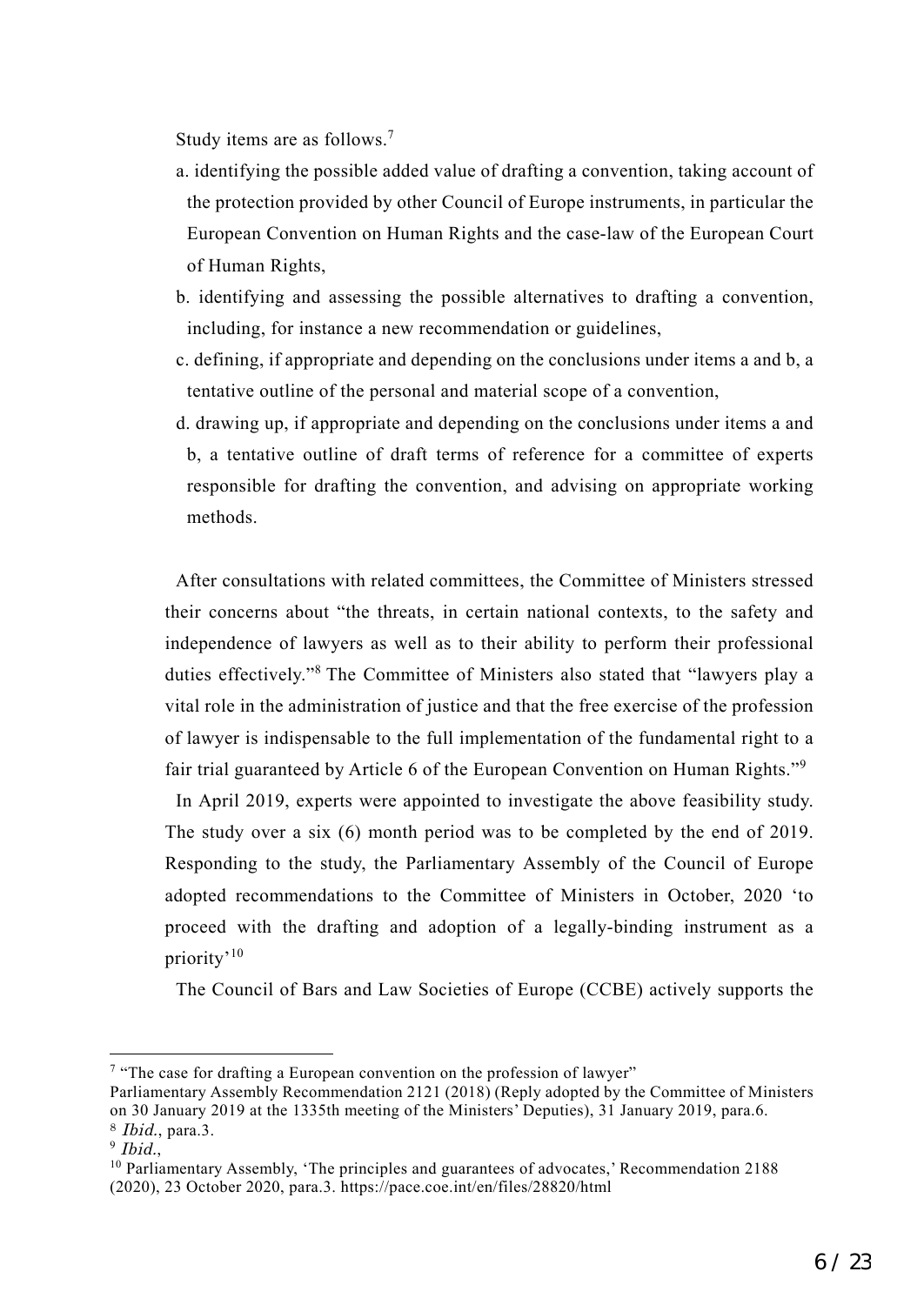Study items are as follows.[7]

a. identifying the possible added value of drafting a convention, taking account of the protection provided by other Council of Europe instruments, in particular the European Convention on Human Rights and the case-law of the European Court of Human Rights,

b. identifying and assessing the possible alternatives to drafting a convention, including, for instance a new recommendation or guidelines,

c. defining, if appropriate and depending on the conclusions under items a and b, a tentative outline of the personal and material scope of a convention,

d. drawing up, if appropriate and depending on the conclusions under items a and b, a tentative outline of draft terms of reference for a committee of experts responsible for drafting the convention, and advising on appropriate working methods.

After consultations with related committees, the Committee of Ministers stressed their concerns about "the threats, in certain national contexts, to the safety and independence of lawyers as well as to their ability to perform their professional duties effectively."[8] The Committee of Ministers also stated that "lawyers play a vital role in the administration of justice and that the free exercise of the profession of lawyer is indispensable to the full implementation of the fundamental right to a fair trial guaranteed by Article 6 of the European Convention on Human Rights."[9]

In April 2019, experts were appointed to investigate the above feasibility study. The study over a six (6) month period was to be completed by the end of 2019. Responding to the study, the Parliamentary Assembly of the Council of Europe adopted recommendations to the Committee of Ministers in October, 2020 'to proceed with the drafting and adoption of a legally-binding instrument as a priority'[10]

The Council of Bars and Law Societies of Europe (CCBE) actively supports the

---

[7] "The case for drafting a European convention on the profession of lawyer" Parliamentary Assembly Recommendation 2121 (2018) (Reply adopted by the Committee of Ministers on 30 January 2019 at the 1335th meeting of the Ministers' Deputies), 31 January 2019, para.6.

[8] *Ibid.*, para.3.

[9] *Ibid.*,

[10] Parliamentary Assembly, 'The principles and guarantees of advocates,' Recommendation 2188 (2020), 23 October 2020, para.3. https://pace.coe.int/en/files/28820/html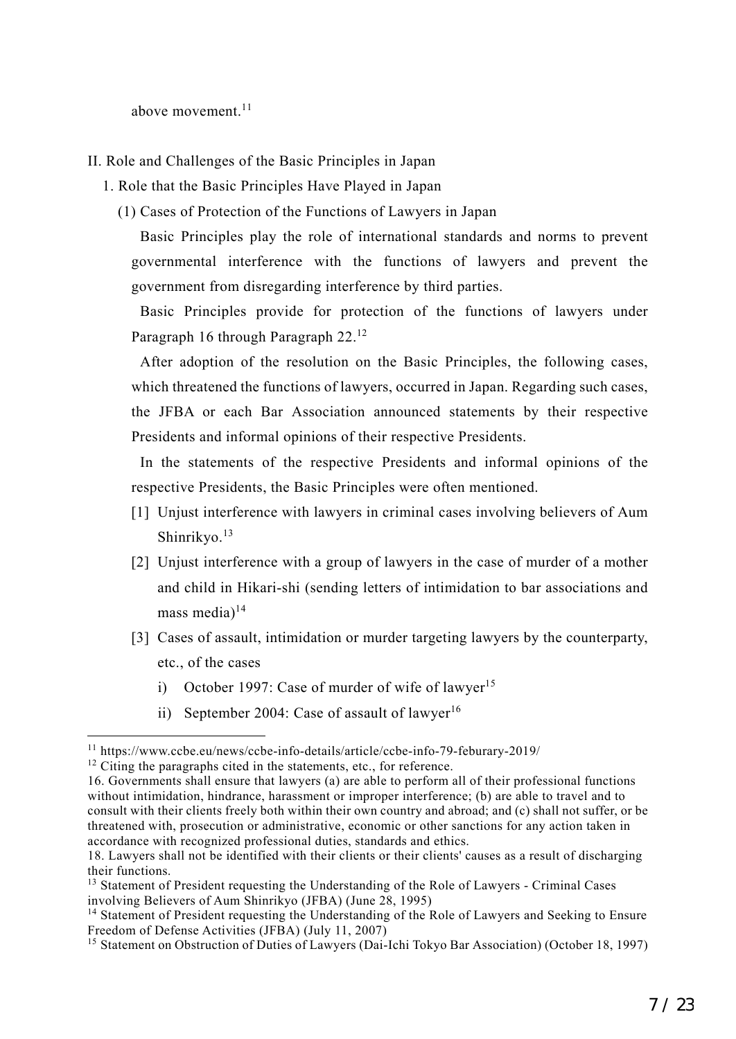above movement.[11]

## II. Role and Challenges of the Basic Principles in Japan

### 1. Role that the Basic Principles Have Played in Japan

#### (1) Cases of Protection of the Functions of Lawyers in Japan

Basic Principles play the role of international standards and norms to prevent governmental interference with the functions of lawyers and prevent the government from disregarding interference by third parties.

Basic Principles provide for protection of the functions of lawyers under Paragraph 16 through Paragraph 22.[12]

After adoption of the resolution on the Basic Principles, the following cases, which threatened the functions of lawyers, occurred in Japan. Regarding such cases, the JFBA or each Bar Association announced statements by their respective Presidents and informal opinions of their respective Presidents.

In the statements of the respective Presidents and informal opinions of the respective Presidents, the Basic Principles were often mentioned.

[1] Unjust interference with lawyers in criminal cases involving believers of Aum Shinrikyo.[13]

[2] Unjust interference with a group of lawyers in the case of murder of a mother and child in Hikari-shi (sending letters of intimidation to bar associations and mass media)[14]

[3] Cases of assault, intimidation or murder targeting lawyers by the counterparty, etc., of the cases

i) October 1997: Case of murder of wife of lawyer[15]

ii) September 2004: Case of assault of lawyer[16]

---

[11] https://www.ccbe.eu/news/ccbe-info-details/article/ccbe-info-79-feburary-2019/

[12] Citing the paragraphs cited in the statements, etc., for reference.

16. Governments shall ensure that lawyers (a) are able to perform all of their professional functions without intimidation, hindrance, harassment or improper interference; (b) are able to travel and to consult with their clients freely both within their own country and abroad; and (c) shall not suffer, or be threatened with, prosecution or administrative, economic or other sanctions for any action taken in accordance with recognized professional duties, standards and ethics.

18. Lawyers shall not be identified with their clients or their clients' causes as a result of discharging their functions.

[13] Statement of President requesting the Understanding of the Role of Lawyers - Criminal Cases involving Believers of Aum Shinrikyo (JFBA) (June 28, 1995)

[14] Statement of President requesting the Understanding of the Role of Lawyers and Seeking to Ensure Freedom of Defense Activities (JFBA) (July 11, 2007)

[15] Statement on Obstruction of Duties of Lawyers (Dai-Ichi Tokyo Bar Association) (October 18, 1997)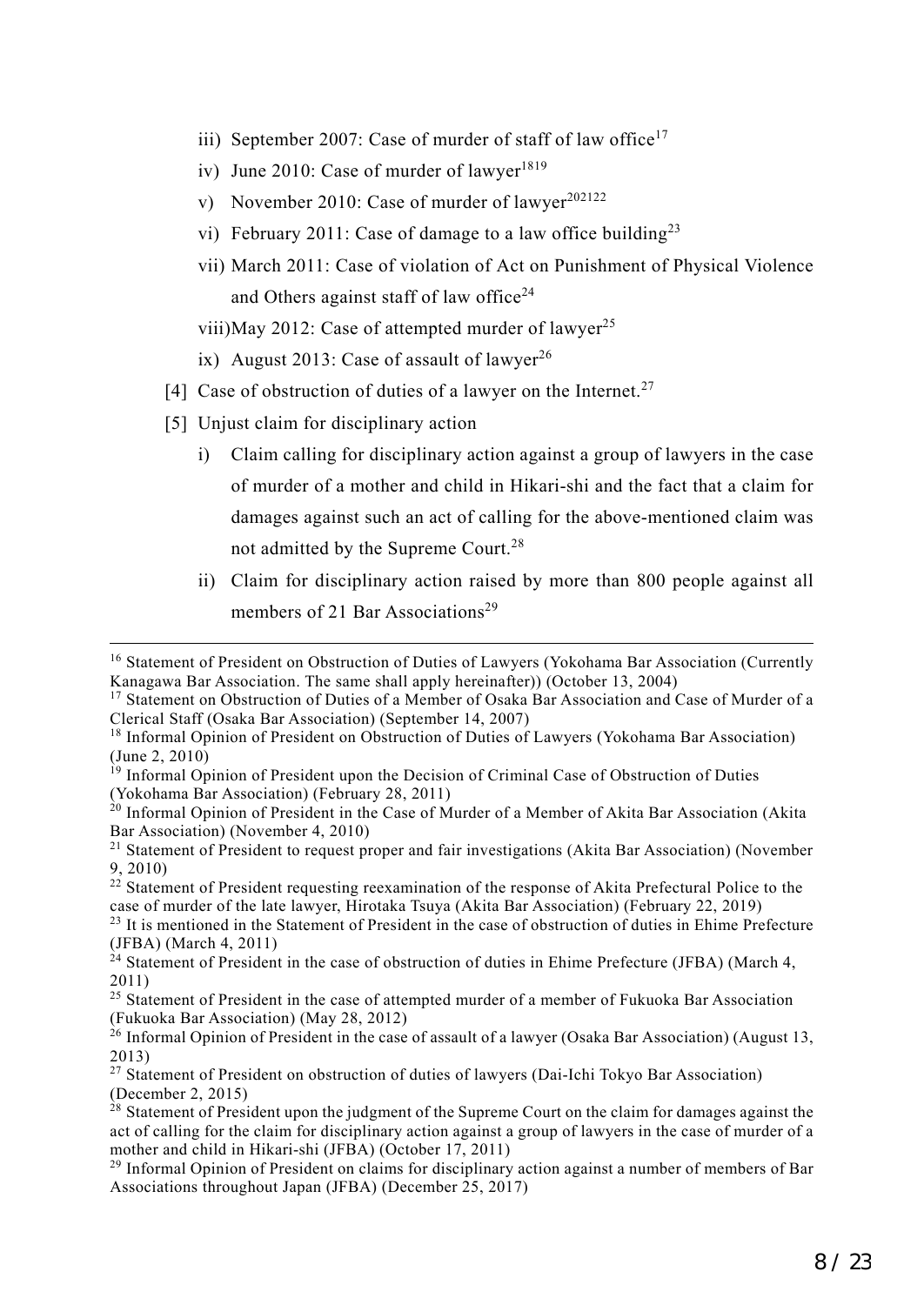iii) September 2007: Case of murder of staff of law office[17]

iv) June 2010: Case of murder of lawyer[18][19]

v) November 2010: Case of murder of lawyer[20][21][22]

vi) February 2011: Case of damage to a law office building[23]

vii) March 2011: Case of violation of Act on Punishment of Physical Violence and Others against staff of law office[24]

viii) May 2012: Case of attempted murder of lawyer[25]

ix) August 2013: Case of assault of lawyer[26]

[4] Case of obstruction of duties of a lawyer on the Internet.[27]

[5] Unjust claim for disciplinary action

i) Claim calling for disciplinary action against a group of lawyers in the case of murder of a mother and child in Hikari-shi and the fact that a claim for damages against such an act of calling for the above-mentioned claim was not admitted by the Supreme Court.[28]

ii) Claim for disciplinary action raised by more than 800 people against all members of 21 Bar Associations[29]

---

[16] Statement of President on Obstruction of Duties of Lawyers (Yokohama Bar Association (Currently Kanagawa Bar Association. The same shall apply hereinafter)) (October 13, 2004)

[17] Statement on Obstruction of Duties of a Member of Osaka Bar Association and Case of Murder of a Clerical Staff (Osaka Bar Association) (September 14, 2007)

[18] Informal Opinion of President on Obstruction of Duties of Lawyers (Yokohama Bar Association) (June 2, 2010)

[19] Informal Opinion of President upon the Decision of Criminal Case of Obstruction of Duties (Yokohama Bar Association) (February 28, 2011)

[20] Informal Opinion of President in the Case of Murder of a Member of Akita Bar Association (Akita Bar Association) (November 4, 2010)

[21] Statement of President to request proper and fair investigations (Akita Bar Association) (November 9, 2010)

[22] Statement of President requesting reexamination of the response of Akita Prefectural Police to the case of murder of the late lawyer, Hirotaka Tsuya (Akita Bar Association) (February 22, 2019)

[23] It is mentioned in the Statement of President in the case of obstruction of duties in Ehime Prefecture (JFBA) (March 4, 2011)

[24] Statement of President in the case of obstruction of duties in Ehime Prefecture (JFBA) (March 4, 2011)

[25] Statement of President in the case of attempted murder of a member of Fukuoka Bar Association (Fukuoka Bar Association) (May 28, 2012)

[26] Informal Opinion of President in the case of assault of a lawyer (Osaka Bar Association) (August 13, 2013)

[27] Statement of President on obstruction of duties of lawyers (Dai-Ichi Tokyo Bar Association) (December 2, 2015)

[28] Statement of President upon the judgment of the Supreme Court on the claim for damages against the act of calling for the claim for disciplinary action against a group of lawyers in the case of murder of a mother and child in Hikari-shi (JFBA) (October 17, 2011)

[29] Informal Opinion of President on claims for disciplinary action against a number of members of Bar Associations throughout Japan (JFBA) (December 25, 2017)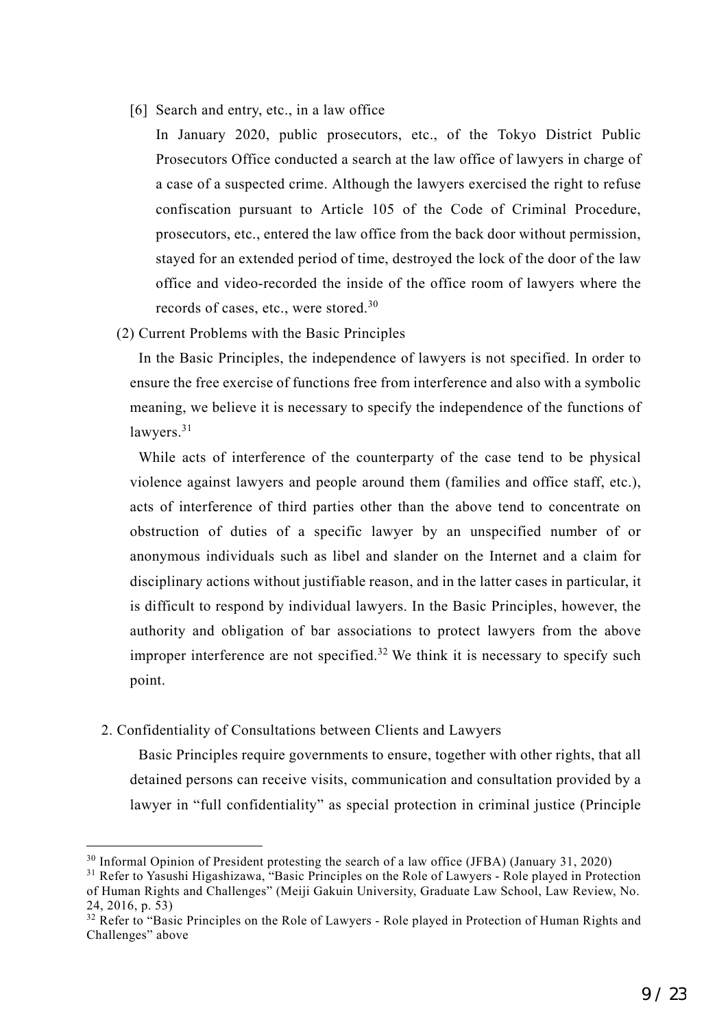[6] Search and entry, etc., in a law office

In January 2020, public prosecutors, etc., of the Tokyo District Public Prosecutors Office conducted a search at the law office of lawyers in charge of a case of a suspected crime. Although the lawyers exercised the right to refuse confiscation pursuant to Article 105 of the Code of Criminal Procedure, prosecutors, etc., entered the law office from the back door without permission, stayed for an extended period of time, destroyed the lock of the door of the law office and video-recorded the inside of the office room of lawyers where the records of cases, etc., were stored.[30]

(2) Current Problems with the Basic Principles

In the Basic Principles, the independence of lawyers is not specified. In order to ensure the free exercise of functions free from interference and also with a symbolic meaning, we believe it is necessary to specify the independence of the functions of lawyers.[31]

While acts of interference of the counterparty of the case tend to be physical violence against lawyers and people around them (families and office staff, etc.), acts of interference of third parties other than the above tend to concentrate on obstruction of duties of a specific lawyer by an unspecified number of or anonymous individuals such as libel and slander on the Internet and a claim for disciplinary actions without justifiable reason, and in the latter cases in particular, it is difficult to respond by individual lawyers. In the Basic Principles, however, the authority and obligation of bar associations to protect lawyers from the above improper interference are not specified.[32] We think it is necessary to specify such point.

2. Confidentiality of Consultations between Clients and Lawyers

Basic Principles require governments to ensure, together with other rights, that all detained persons can receive visits, communication and consultation provided by a lawyer in "full confidentiality" as special protection in criminal justice (Principle

---

[30] Informal Opinion of President protesting the search of a law office (JFBA) (January 31, 2020)

[31] Refer to Yasushi Higashizawa, "Basic Principles on the Role of Lawyers - Role played in Protection of Human Rights and Challenges" (Meiji Gakuin University, Graduate Law School, Law Review, No. 24, 2016, p. 53)

[32] Refer to "Basic Principles on the Role of Lawyers - Role played in Protection of Human Rights and Challenges" above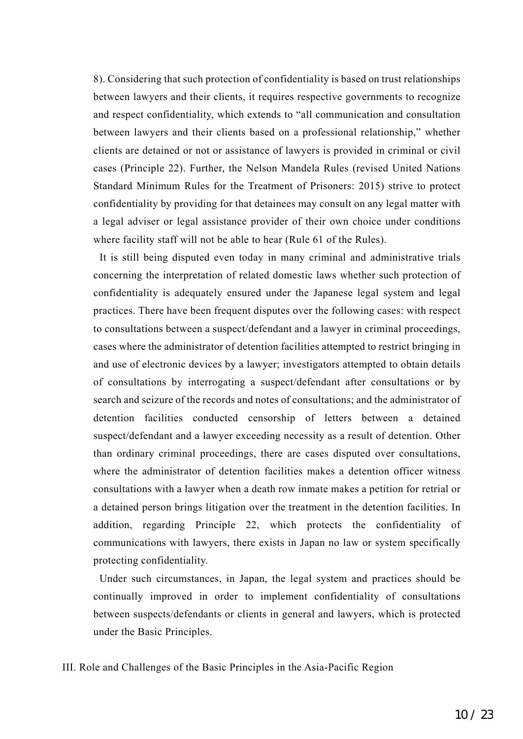8). Considering that such protection of confidentiality is based on trust relationships between lawyers and their clients, it requires respective governments to recognize and respect confidentiality, which extends to "all communication and consultation between lawyers and their clients based on a professional relationship," whether clients are detained or not or assistance of lawyers is provided in criminal or civil cases (Principle 22). Further, the Nelson Mandela Rules (revised United Nations Standard Minimum Rules for the Treatment of Prisoners: 2015) strive to protect confidentiality by providing for that detainees may consult on any legal matter with a legal adviser or legal assistance provider of their own choice under conditions where facility staff will not be able to hear (Rule 61 of the Rules).

It is still being disputed even today in many criminal and administrative trials concerning the interpretation of related domestic laws whether such protection of confidentiality is adequately ensured under the Japanese legal system and legal practices. There have been frequent disputes over the following cases: with respect to consultations between a suspect/defendant and a lawyer in criminal proceedings, cases where the administrator of detention facilities attempted to restrict bringing in and use of electronic devices by a lawyer; investigators attempted to obtain details of consultations by interrogating a suspect/defendant after consultations or by search and seizure of the records and notes of consultations; and the administrator of detention facilities conducted censorship of letters between a detained suspect/defendant and a lawyer exceeding necessity as a result of detention. Other than ordinary criminal proceedings, there are cases disputed over consultations, where the administrator of detention facilities makes a detention officer witness consultations with a lawyer when a death row inmate makes a petition for retrial or a detained person brings litigation over the treatment in the detention facilities. In addition, regarding Principle 22, which protects the confidentiality of communications with lawyers, there exists in Japan no law or system specifically protecting confidentiality.

Under such circumstances, in Japan, the legal system and practices should be continually improved in order to implement confidentiality of consultations between suspects/defendants or clients in general and lawyers, which is protected under the Basic Principles.

## III. Role and Challenges of the Basic Principles in the Asia-Pacific Region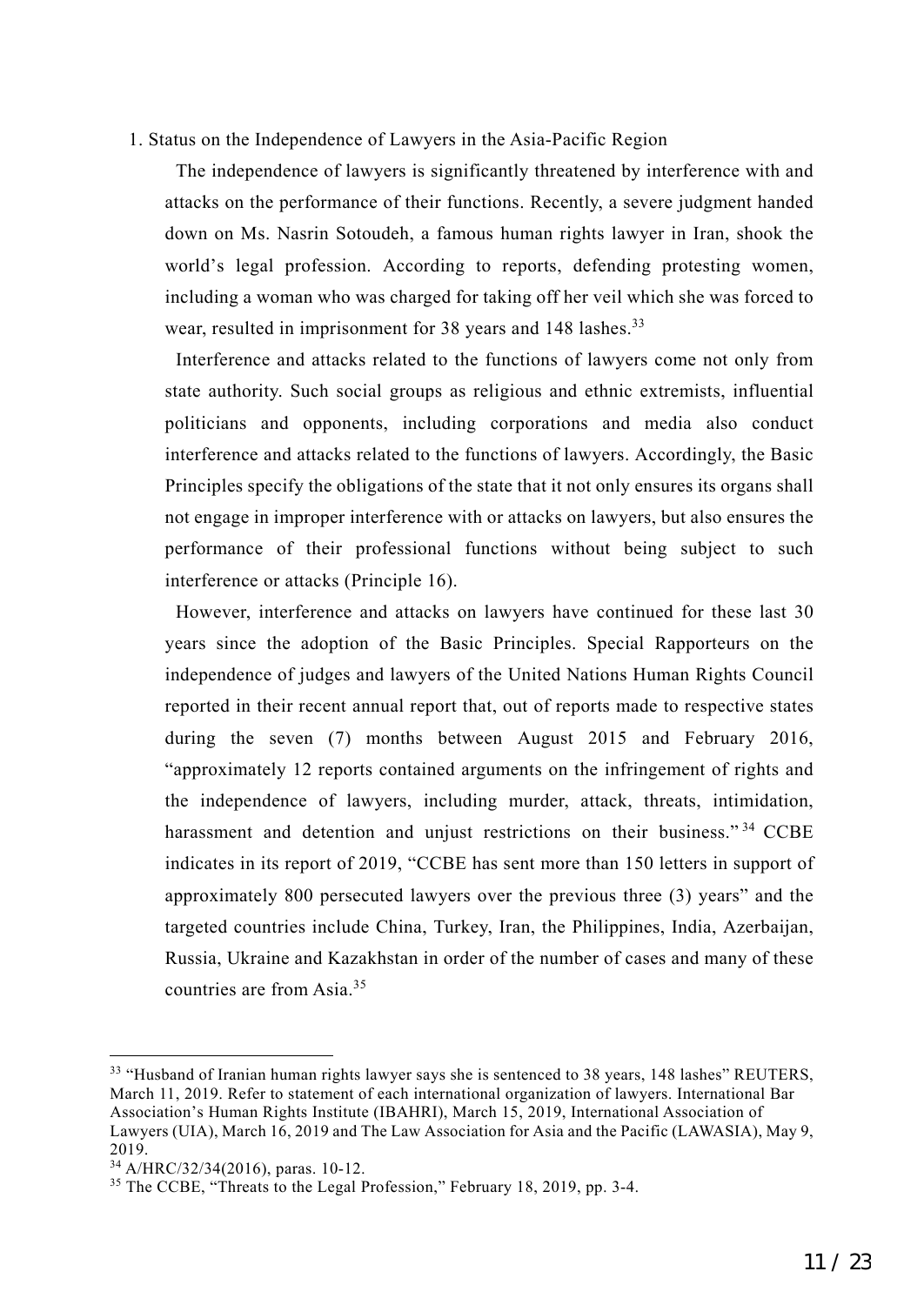1. Status on the Independence of Lawyers in the Asia-Pacific Region

The independence of lawyers is significantly threatened by interference with and attacks on the performance of their functions. Recently, a severe judgment handed down on Ms. Nasrin Sotoudeh, a famous human rights lawyer in Iran, shook the world's legal profession. According to reports, defending protesting women, including a woman who was charged for taking off her veil which she was forced to wear, resulted in imprisonment for 38 years and 148 lashes.[33]

Interference and attacks related to the functions of lawyers come not only from state authority. Such social groups as religious and ethnic extremists, influential politicians and opponents, including corporations and media also conduct interference and attacks related to the functions of lawyers. Accordingly, the Basic Principles specify the obligations of the state that it not only ensures its organs shall not engage in improper interference with or attacks on lawyers, but also ensures the performance of their professional functions without being subject to such interference or attacks (Principle 16).

However, interference and attacks on lawyers have continued for these last 30 years since the adoption of the Basic Principles. Special Rapporteurs on the independence of judges and lawyers of the United Nations Human Rights Council reported in their recent annual report that, out of reports made to respective states during the seven (7) months between August 2015 and February 2016, "approximately 12 reports contained arguments on the infringement of rights and the independence of lawyers, including murder, attack, threats, intimidation, harassment and detention and unjust restrictions on their business."[34] CCBE indicates in its report of 2019, "CCBE has sent more than 150 letters in support of approximately 800 persecuted lawyers over the previous three (3) years" and the targeted countries include China, Turkey, Iran, the Philippines, India, Azerbaijan, Russia, Ukraine and Kazakhstan in order of the number of cases and many of these countries are from Asia.[35]

---

[33] "Husband of Iranian human rights lawyer says she is sentenced to 38 years, 148 lashes" REUTERS, March 11, 2019. Refer to statement of each international organization of lawyers. International Bar Association's Human Rights Institute (IBAHRI), March 15, 2019, International Association of Lawyers (UIA), March 16, 2019 and The Law Association for Asia and the Pacific (LAWASIA), May 9, 2019.

[34] A/HRC/32/34(2016), paras. 10-12.

[35] The CCBE, "Threats to the Legal Profession," February 18, 2019, pp. 3-4.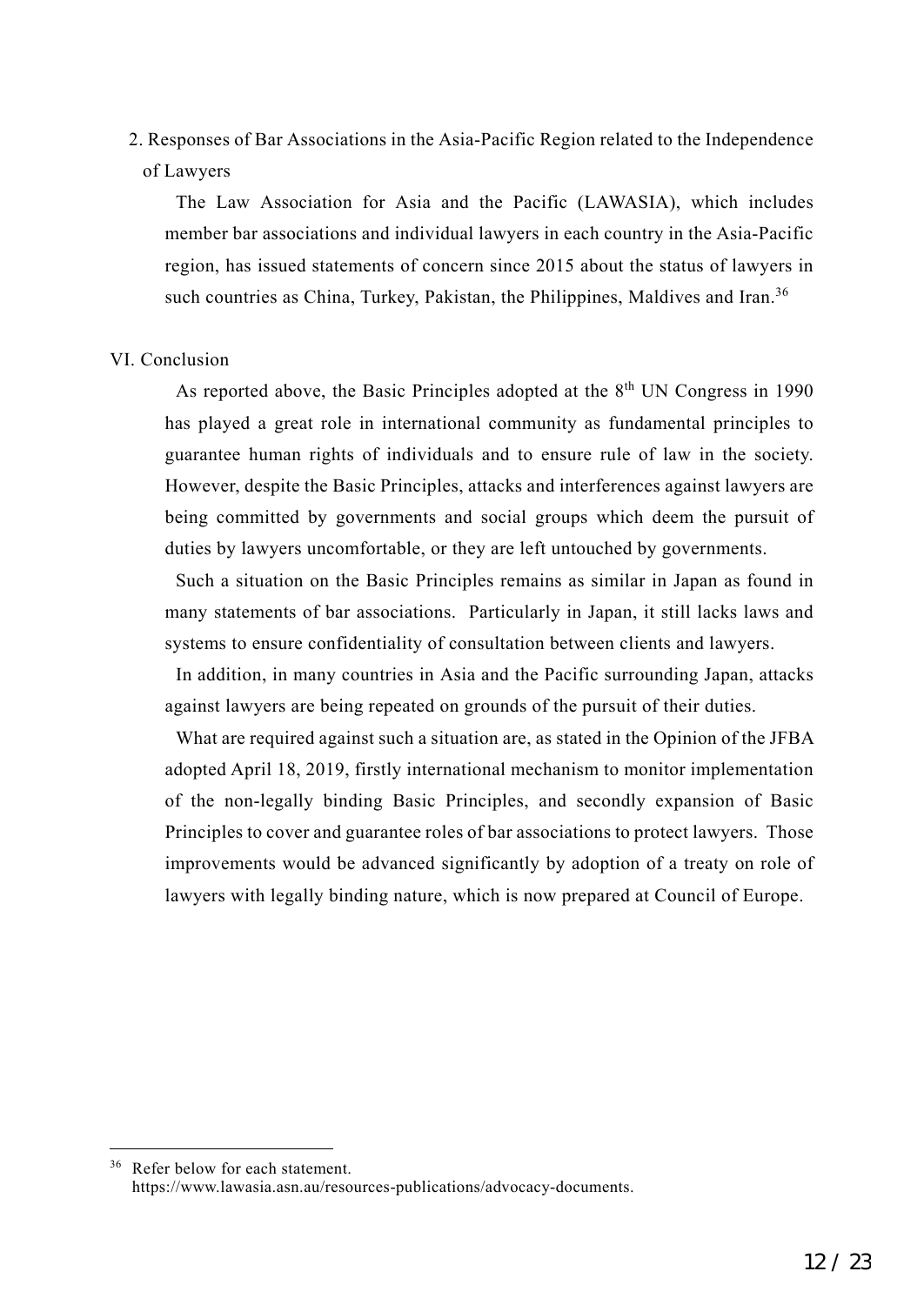### 2. Responses of Bar Associations in the Asia-Pacific Region related to the Independence of Lawyers

The Law Association for Asia and the Pacific (LAWASIA), which includes member bar associations and individual lawyers in each country in the Asia-Pacific region, has issued statements of concern since 2015 about the status of lawyers in such countries as China, Turkey, Pakistan, the Philippines, Maldives and Iran.[36]

## VI. Conclusion

As reported above, the Basic Principles adopted at the 8th UN Congress in 1990 has played a great role in international community as fundamental principles to guarantee human rights of individuals and to ensure rule of law in the society. However, despite the Basic Principles, attacks and interferences against lawyers are being committed by governments and social groups which deem the pursuit of duties by lawyers uncomfortable, or they are left untouched by governments.

Such a situation on the Basic Principles remains as similar in Japan as found in many statements of bar associations. Particularly in Japan, it still lacks laws and systems to ensure confidentiality of consultation between clients and lawyers.

In addition, in many countries in Asia and the Pacific surrounding Japan, attacks against lawyers are being repeated on grounds of the pursuit of their duties.

What are required against such a situation are, as stated in the Opinion of the JFBA adopted April 18, 2019, firstly international mechanism to monitor implementation of the non-legally binding Basic Principles, and secondly expansion of Basic Principles to cover and guarantee roles of bar associations to protect lawyers. Those improvements would be advanced significantly by adoption of a treaty on role of lawyers with legally binding nature, which is now prepared at Council of Europe.

---

[36] Refer below for each statement.
https://www.lawasia.asn.au/resources-publications/advocacy-documents.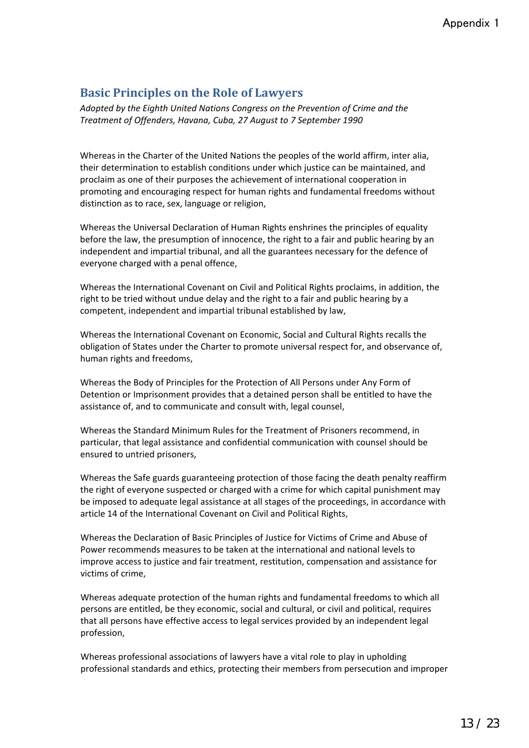## Basic Principles on the Role of Lawyers

*Adopted by the Eighth United Nations Congress on the Prevention of Crime and the Treatment of Offenders, Havana, Cuba, 27 August to 7 September 1990*

Whereas in the Charter of the United Nations the peoples of the world affirm, inter alia, their determination to establish conditions under which justice can be maintained, and proclaim as one of their purposes the achievement of international cooperation in promoting and encouraging respect for human rights and fundamental freedoms without distinction as to race, sex, language or religion,

Whereas the Universal Declaration of Human Rights enshrines the principles of equality before the law, the presumption of innocence, the right to a fair and public hearing by an independent and impartial tribunal, and all the guarantees necessary for the defence of everyone charged with a penal offence,

Whereas the International Covenant on Civil and Political Rights proclaims, in addition, the right to be tried without undue delay and the right to a fair and public hearing by a competent, independent and impartial tribunal established by law,

Whereas the International Covenant on Economic, Social and Cultural Rights recalls the obligation of States under the Charter to promote universal respect for, and observance of, human rights and freedoms,

Whereas the Body of Principles for the Protection of All Persons under Any Form of Detention or Imprisonment provides that a detained person shall be entitled to have the assistance of, and to communicate and consult with, legal counsel,

Whereas the Standard Minimum Rules for the Treatment of Prisoners recommend, in particular, that legal assistance and confidential communication with counsel should be ensured to untried prisoners,

Whereas the Safe guards guaranteeing protection of those facing the death penalty reaffirm the right of everyone suspected or charged with a crime for which capital punishment may be imposed to adequate legal assistance at all stages of the proceedings, in accordance with article 14 of the International Covenant on Civil and Political Rights,

Whereas the Declaration of Basic Principles of Justice for Victims of Crime and Abuse of Power recommends measures to be taken at the international and national levels to improve access to justice and fair treatment, restitution, compensation and assistance for victims of crime,

Whereas adequate protection of the human rights and fundamental freedoms to which all persons are entitled, be they economic, social and cultural, or civil and political, requires that all persons have effective access to legal services provided by an independent legal profession,

Whereas professional associations of lawyers have a vital role to play in upholding professional standards and ethics, protecting their members from persecution and improper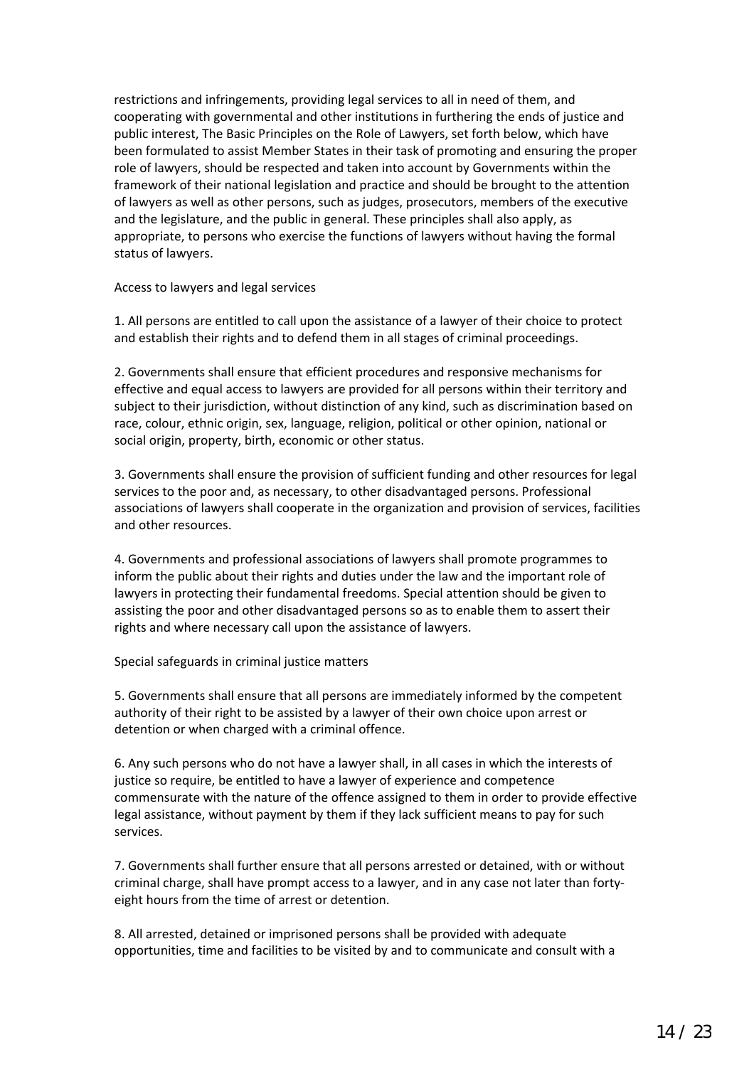restrictions and infringements, providing legal services to all in need of them, and cooperating with governmental and other institutions in furthering the ends of justice and public interest, The Basic Principles on the Role of Lawyers, set forth below, which have been formulated to assist Member States in their task of promoting and ensuring the proper role of lawyers, should be respected and taken into account by Governments within the framework of their national legislation and practice and should be brought to the attention of lawyers as well as other persons, such as judges, prosecutors, members of the executive and the legislature, and the public in general. These principles shall also apply, as appropriate, to persons who exercise the functions of lawyers without having the formal status of lawyers.

### Access to lawyers and legal services

1. All persons are entitled to call upon the assistance of a lawyer of their choice to protect and establish their rights and to defend them in all stages of criminal proceedings.

2. Governments shall ensure that efficient procedures and responsive mechanisms for effective and equal access to lawyers are provided for all persons within their territory and subject to their jurisdiction, without distinction of any kind, such as discrimination based on race, colour, ethnic origin, sex, language, religion, political or other opinion, national or social origin, property, birth, economic or other status.

3. Governments shall ensure the provision of sufficient funding and other resources for legal services to the poor and, as necessary, to other disadvantaged persons. Professional associations of lawyers shall cooperate in the organization and provision of services, facilities and other resources.

4. Governments and professional associations of lawyers shall promote programmes to inform the public about their rights and duties under the law and the important role of lawyers in protecting their fundamental freedoms. Special attention should be given to assisting the poor and other disadvantaged persons so as to enable them to assert their rights and where necessary call upon the assistance of lawyers.

### Special safeguards in criminal justice matters

5. Governments shall ensure that all persons are immediately informed by the competent authority of their right to be assisted by a lawyer of their own choice upon arrest or detention or when charged with a criminal offence.

6. Any such persons who do not have a lawyer shall, in all cases in which the interests of justice so require, be entitled to have a lawyer of experience and competence commensurate with the nature of the offence assigned to them in order to provide effective legal assistance, without payment by them if they lack sufficient means to pay for such services.

7. Governments shall further ensure that all persons arrested or detained, with or without criminal charge, shall have prompt access to a lawyer, and in any case not later than forty-eight hours from the time of arrest or detention.

8. All arrested, detained or imprisoned persons shall be provided with adequate opportunities, time and facilities to be visited by and to communicate and consult with a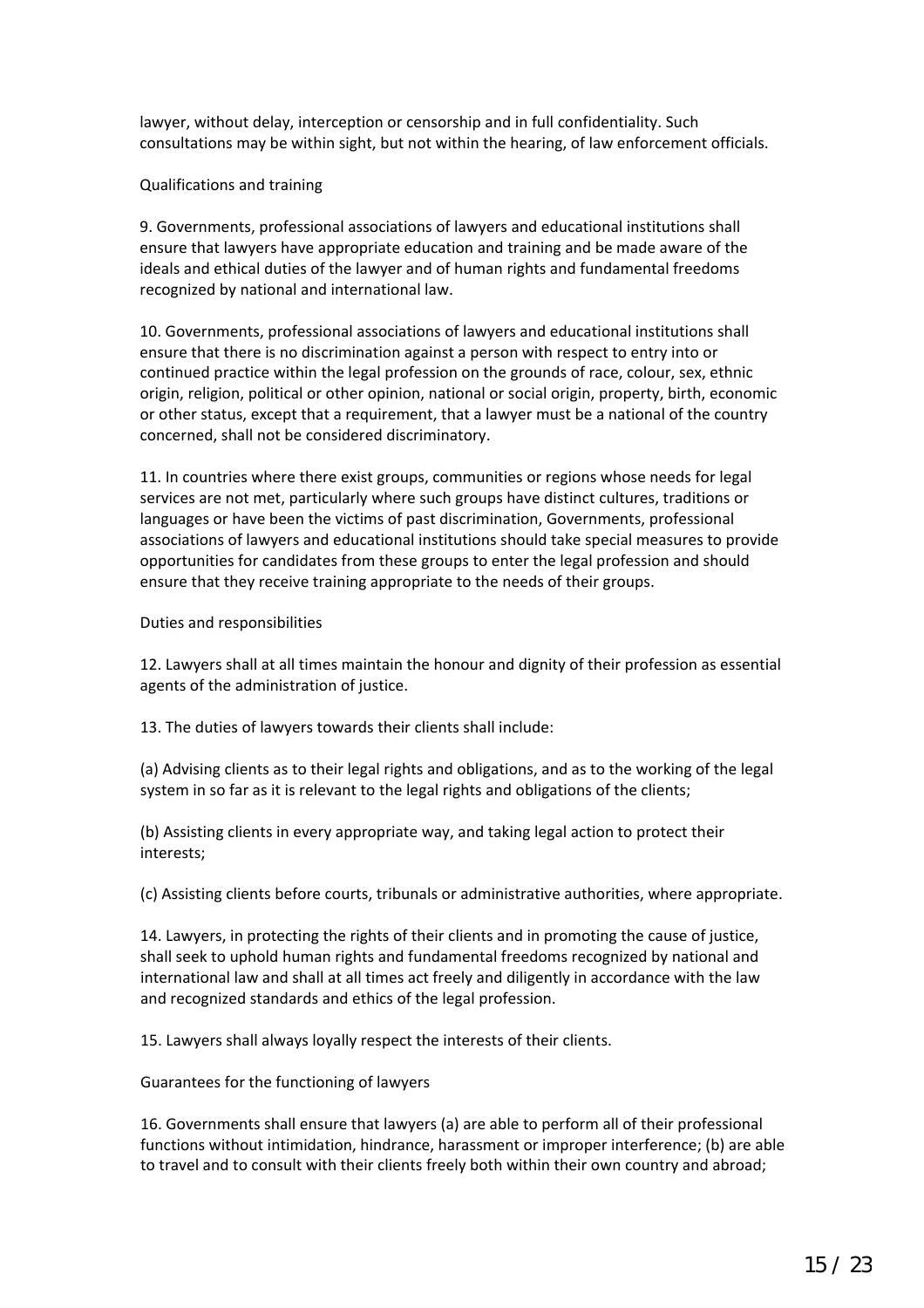lawyer, without delay, interception or censorship and in full confidentiality. Such consultations may be within sight, but not within the hearing, of law enforcement officials.

### Qualifications and training

9. Governments, professional associations of lawyers and educational institutions shall ensure that lawyers have appropriate education and training and be made aware of the ideals and ethical duties of the lawyer and of human rights and fundamental freedoms recognized by national and international law.

10. Governments, professional associations of lawyers and educational institutions shall ensure that there is no discrimination against a person with respect to entry into or continued practice within the legal profession on the grounds of race, colour, sex, ethnic origin, religion, political or other opinion, national or social origin, property, birth, economic or other status, except that a requirement, that a lawyer must be a national of the country concerned, shall not be considered discriminatory.

11. In countries where there exist groups, communities or regions whose needs for legal services are not met, particularly where such groups have distinct cultures, traditions or languages or have been the victims of past discrimination, Governments, professional associations of lawyers and educational institutions should take special measures to provide opportunities for candidates from these groups to enter the legal profession and should ensure that they receive training appropriate to the needs of their groups.

### Duties and responsibilities

12. Lawyers shall at all times maintain the honour and dignity of their profession as essential agents of the administration of justice.

13. The duties of lawyers towards their clients shall include:

(a) Advising clients as to their legal rights and obligations, and as to the working of the legal system in so far as it is relevant to the legal rights and obligations of the clients;

(b) Assisting clients in every appropriate way, and taking legal action to protect their interests;

(c) Assisting clients before courts, tribunals or administrative authorities, where appropriate.

14. Lawyers, in protecting the rights of their clients and in promoting the cause of justice, shall seek to uphold human rights and fundamental freedoms recognized by national and international law and shall at all times act freely and diligently in accordance with the law and recognized standards and ethics of the legal profession.

15. Lawyers shall always loyally respect the interests of their clients.

### Guarantees for the functioning of lawyers

16. Governments shall ensure that lawyers (a) are able to perform all of their professional functions without intimidation, hindrance, harassment or improper interference; (b) are able to travel and to consult with their clients freely both within their own country and abroad;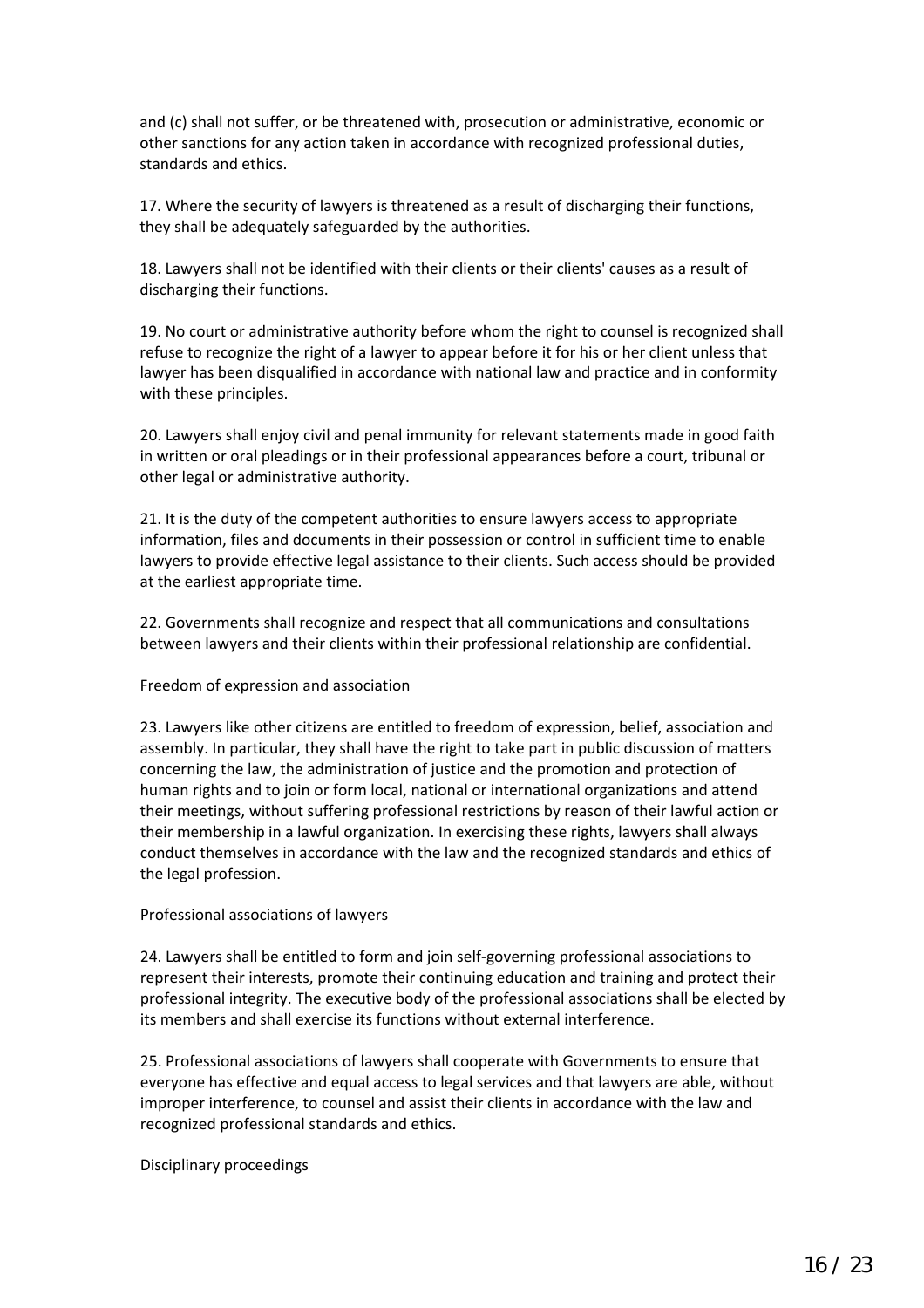and (c) shall not suffer, or be threatened with, prosecution or administrative, economic or other sanctions for any action taken in accordance with recognized professional duties, standards and ethics.

17. Where the security of lawyers is threatened as a result of discharging their functions, they shall be adequately safeguarded by the authorities.

18. Lawyers shall not be identified with their clients or their clients' causes as a result of discharging their functions.

19. No court or administrative authority before whom the right to counsel is recognized shall refuse to recognize the right of a lawyer to appear before it for his or her client unless that lawyer has been disqualified in accordance with national law and practice and in conformity with these principles.

20. Lawyers shall enjoy civil and penal immunity for relevant statements made in good faith in written or oral pleadings or in their professional appearances before a court, tribunal or other legal or administrative authority.

21. It is the duty of the competent authorities to ensure lawyers access to appropriate information, files and documents in their possession or control in sufficient time to enable lawyers to provide effective legal assistance to their clients. Such access should be provided at the earliest appropriate time.

22. Governments shall recognize and respect that all communications and consultations between lawyers and their clients within their professional relationship are confidential.

Freedom of expression and association

23. Lawyers like other citizens are entitled to freedom of expression, belief, association and assembly. In particular, they shall have the right to take part in public discussion of matters concerning the law, the administration of justice and the promotion and protection of human rights and to join or form local, national or international organizations and attend their meetings, without suffering professional restrictions by reason of their lawful action or their membership in a lawful organization. In exercising these rights, lawyers shall always conduct themselves in accordance with the law and the recognized standards and ethics of the legal profession.

Professional associations of lawyers

24. Lawyers shall be entitled to form and join self-governing professional associations to represent their interests, promote their continuing education and training and protect their professional integrity. The executive body of the professional associations shall be elected by its members and shall exercise its functions without external interference.

25. Professional associations of lawyers shall cooperate with Governments to ensure that everyone has effective and equal access to legal services and that lawyers are able, without improper interference, to counsel and assist their clients in accordance with the law and recognized professional standards and ethics.

Disciplinary proceedings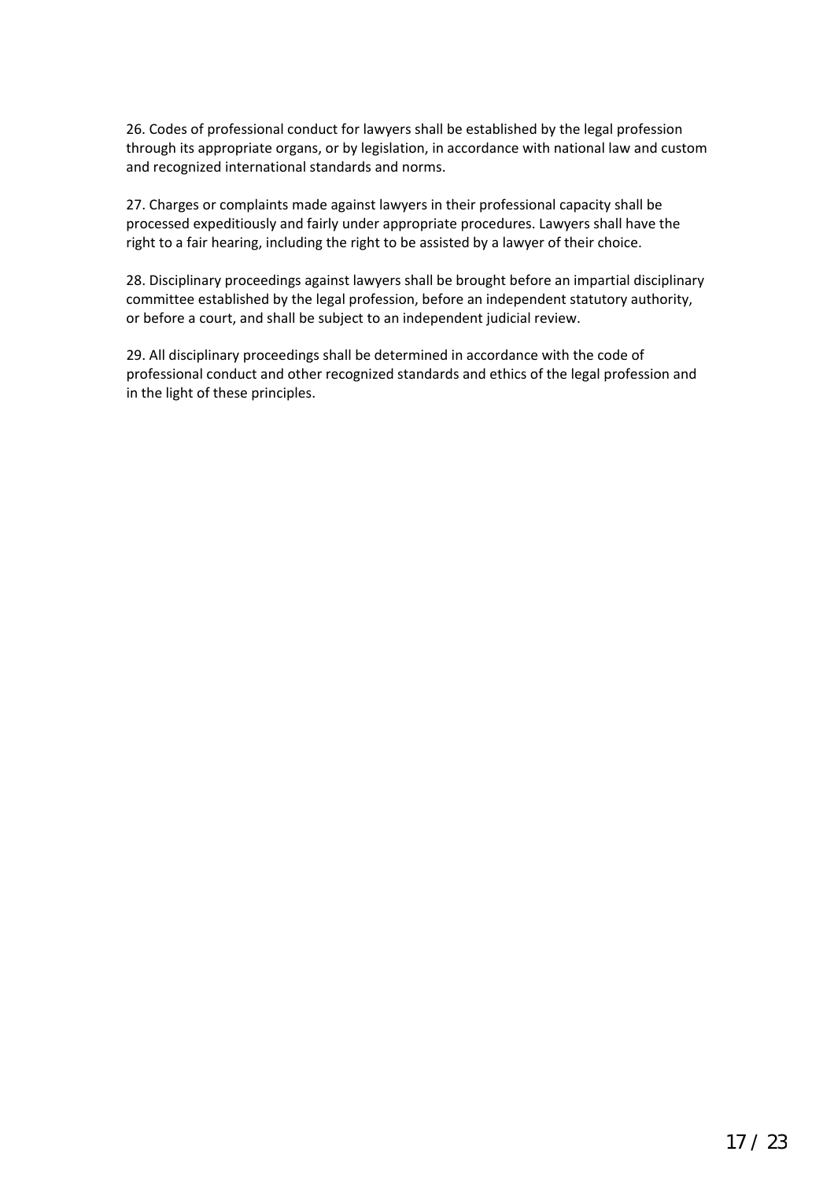26. Codes of professional conduct for lawyers shall be established by the legal profession through its appropriate organs, or by legislation, in accordance with national law and custom and recognized international standards and norms.

27. Charges or complaints made against lawyers in their professional capacity shall be processed expeditiously and fairly under appropriate procedures. Lawyers shall have the right to a fair hearing, including the right to be assisted by a lawyer of their choice.

28. Disciplinary proceedings against lawyers shall be brought before an impartial disciplinary committee established by the legal profession, before an independent statutory authority, or before a court, and shall be subject to an independent judicial review.

29. All disciplinary proceedings shall be determined in accordance with the code of professional conduct and other recognized standards and ethics of the legal profession and in the light of these principles.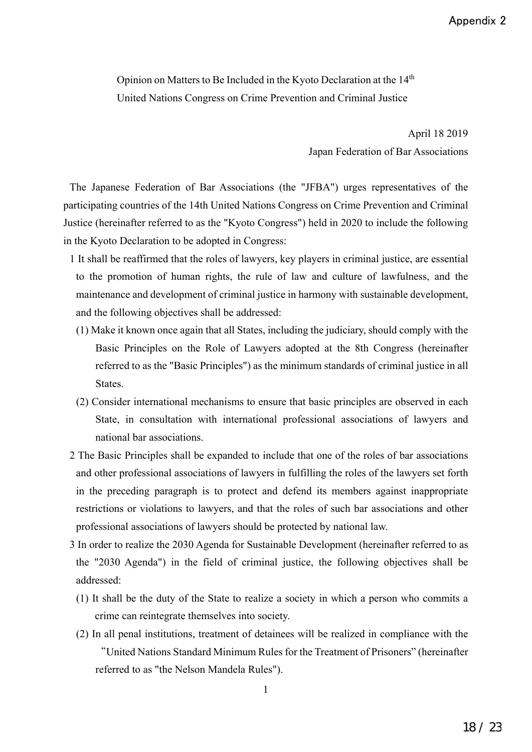Appendix 2

# Opinion on Matters to Be Included in the Kyoto Declaration at the 14th United Nations Congress on Crime Prevention and Criminal Justice

April 18 2019

Japan Federation of Bar Associations

The Japanese Federation of Bar Associations (the "JFBA") urges representatives of the participating countries of the 14th United Nations Congress on Crime Prevention and Criminal Justice (hereinafter referred to as the "Kyoto Congress") held in 2020 to include the following in the Kyoto Declaration to be adopted in Congress:

1 It shall be reaffirmed that the roles of lawyers, key players in criminal justice, are essential to the promotion of human rights, the rule of law and culture of lawfulness, and the maintenance and development of criminal justice in harmony with sustainable development, and the following objectives shall be addressed:

(1) Make it known once again that all States, including the judiciary, should comply with the Basic Principles on the Role of Lawyers adopted at the 8th Congress (hereinafter referred to as the "Basic Principles") as the minimum standards of criminal justice in all States.

(2) Consider international mechanisms to ensure that basic principles are observed in each State, in consultation with international professional associations of lawyers and national bar associations.

2 The Basic Principles shall be expanded to include that one of the roles of bar associations and other professional associations of lawyers in fulfilling the roles of the lawyers set forth in the preceding paragraph is to protect and defend its members against inappropriate restrictions or violations to lawyers, and that the roles of such bar associations and other professional associations of lawyers should be protected by national law.

3 In order to realize the 2030 Agenda for Sustainable Development (hereinafter referred to as the "2030 Agenda") in the field of criminal justice, the following objectives shall be addressed:

(1) It shall be the duty of the State to realize a society in which a person who commits a crime can reintegrate themselves into society.

(2) In all penal institutions, treatment of detainees will be realized in compliance with the "United Nations Standard Minimum Rules for the Treatment of Prisoners" (hereinafter referred to as "the Nelson Mandela Rules").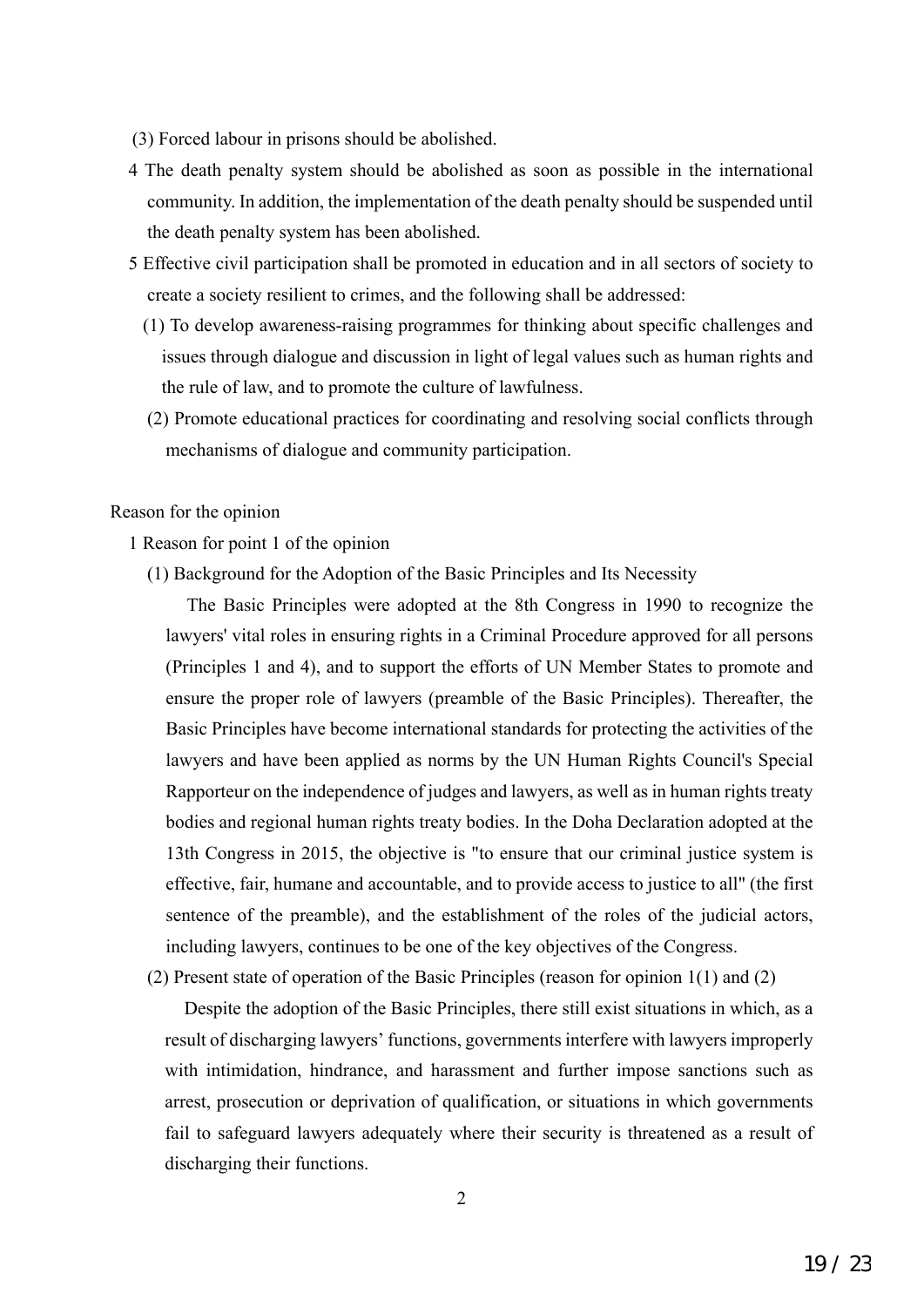(3) Forced labour in prisons should be abolished.

4 The death penalty system should be abolished as soon as possible in the international community. In addition, the implementation of the death penalty should be suspended until the death penalty system has been abolished.

5 Effective civil participation shall be promoted in education and in all sectors of society to create a society resilient to crimes, and the following shall be addressed:

(1) To develop awareness-raising programmes for thinking about specific challenges and issues through dialogue and discussion in light of legal values such as human rights and the rule of law, and to promote the culture of lawfulness.

(2) Promote educational practices for coordinating and resolving social conflicts through mechanisms of dialogue and community participation.

Reason for the opinion

1 Reason for point 1 of the opinion

(1) Background for the Adoption of the Basic Principles and Its Necessity

The Basic Principles were adopted at the 8th Congress in 1990 to recognize the lawyers' vital roles in ensuring rights in a Criminal Procedure approved for all persons (Principles 1 and 4), and to support the efforts of UN Member States to promote and ensure the proper role of lawyers (preamble of the Basic Principles). Thereafter, the Basic Principles have become international standards for protecting the activities of the lawyers and have been applied as norms by the UN Human Rights Council's Special Rapporteur on the independence of judges and lawyers, as well as in human rights treaty bodies and regional human rights treaty bodies. In the Doha Declaration adopted at the 13th Congress in 2015, the objective is "to ensure that our criminal justice system is effective, fair, humane and accountable, and to provide access to justice to all" (the first sentence of the preamble), and the establishment of the roles of the judicial actors, including lawyers, continues to be one of the key objectives of the Congress.

(2) Present state of operation of the Basic Principles (reason for opinion 1(1) and (2)

Despite the adoption of the Basic Principles, there still exist situations in which, as a result of discharging lawyers' functions, governments interfere with lawyers improperly with intimidation, hindrance, and harassment and further impose sanctions such as arrest, prosecution or deprivation of qualification, or situations in which governments fail to safeguard lawyers adequately where their security is threatened as a result of discharging their functions.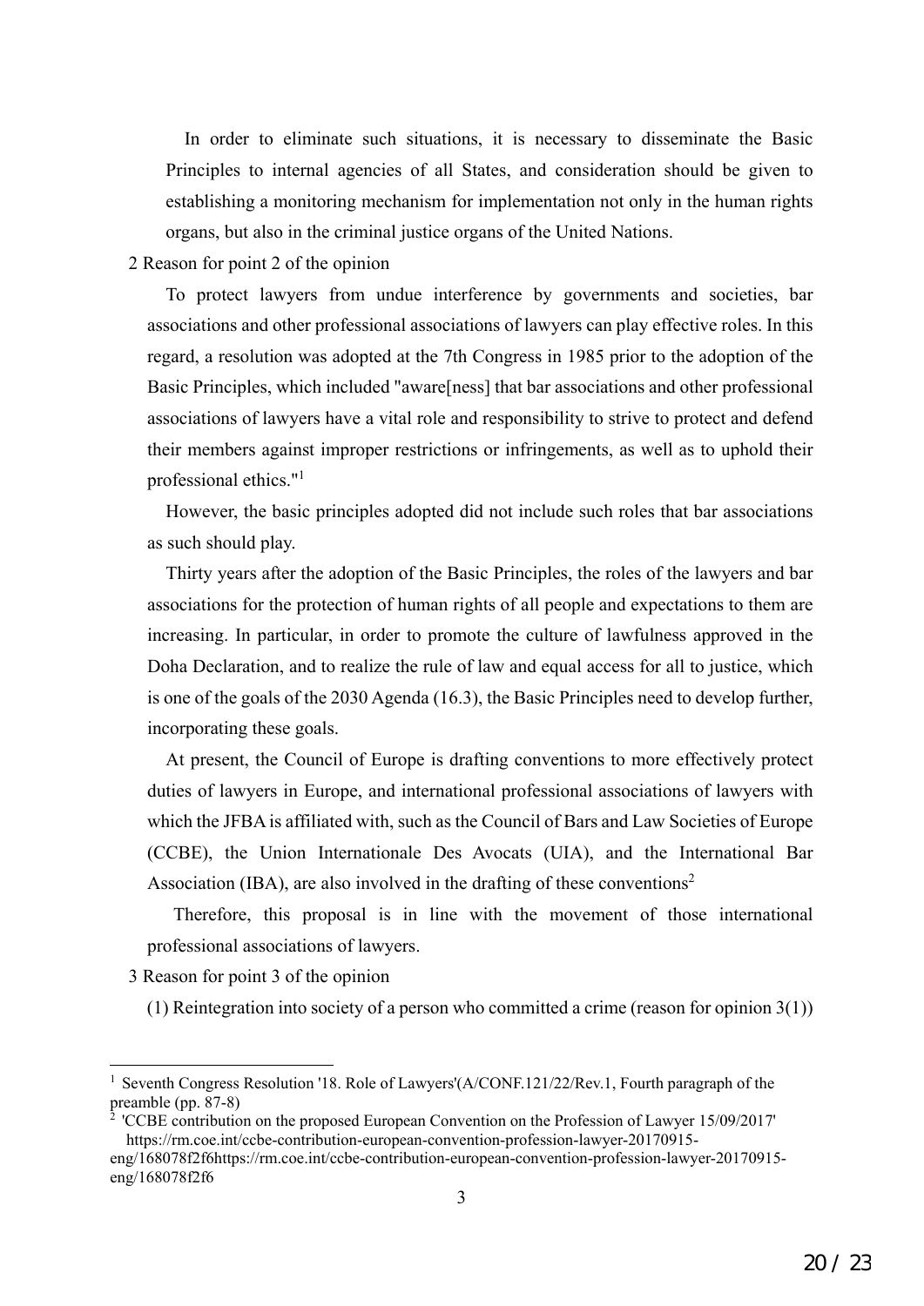In order to eliminate such situations, it is necessary to disseminate the Basic Principles to internal agencies of all States, and consideration should be given to establishing a monitoring mechanism for implementation not only in the human rights organs, but also in the criminal justice organs of the United Nations.

2 Reason for point 2 of the opinion

To protect lawyers from undue interference by governments and societies, bar associations and other professional associations of lawyers can play effective roles. In this regard, a resolution was adopted at the 7th Congress in 1985 prior to the adoption of the Basic Principles, which included "aware[ness] that bar associations and other professional associations of lawyers have a vital role and responsibility to strive to protect and defend their members against improper restrictions or infringements, as well as to uphold their professional ethics."[1]

However, the basic principles adopted did not include such roles that bar associations as such should play.

Thirty years after the adoption of the Basic Principles, the roles of the lawyers and bar associations for the protection of human rights of all people and expectations to them are increasing. In particular, in order to promote the culture of lawfulness approved in the Doha Declaration, and to realize the rule of law and equal access for all to justice, which is one of the goals of the 2030 Agenda (16.3), the Basic Principles need to develop further, incorporating these goals.

At present, the Council of Europe is drafting conventions to more effectively protect duties of lawyers in Europe, and international professional associations of lawyers with which the JFBA is affiliated with, such as the Council of Bars and Law Societies of Europe (CCBE), the Union Internationale Des Avocats (UIA), and the International Bar Association (IBA), are also involved in the drafting of these conventions[2]

Therefore, this proposal is in line with the movement of those international professional associations of lawyers.

3 Reason for point 3 of the opinion

(1) Reintegration into society of a person who committed a crime (reason for opinion 3(1))

---

[1] Seventh Congress Resolution '18. Role of Lawyers'(A/CONF.121/22/Rev.1, Fourth paragraph of the preamble (pp. 87-8)

[2] 'CCBE contribution on the proposed European Convention on the Profession of Lawyer 15/09/2017' https://rm.coe.int/ccbe-contribution-european-convention-profession-lawyer-20170915-eng/168078f2f6https://rm.coe.int/ccbe-contribution-european-convention-profession-lawyer-20170915-eng/168078f2f6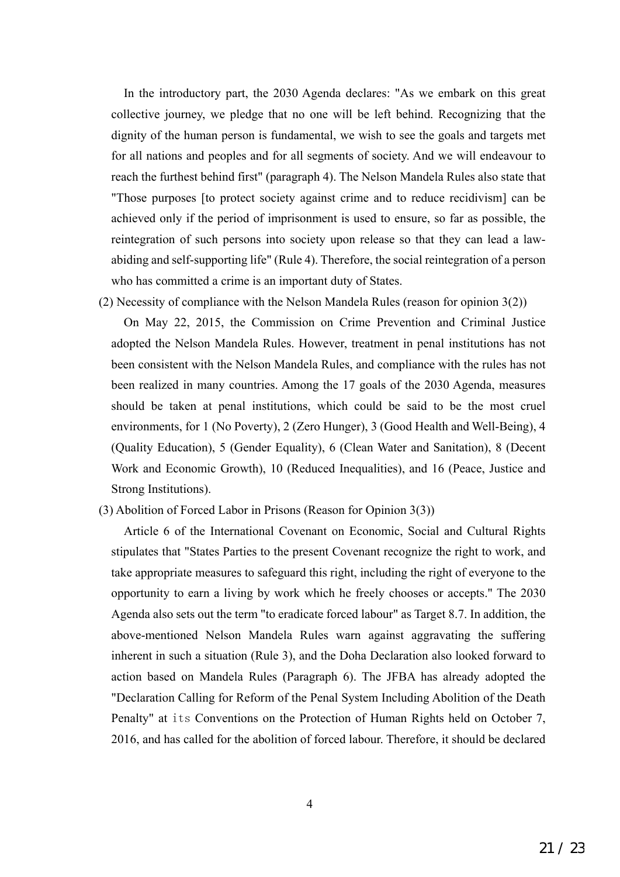In the introductory part, the 2030 Agenda declares: "As we embark on this great collective journey, we pledge that no one will be left behind. Recognizing that the dignity of the human person is fundamental, we wish to see the goals and targets met for all nations and peoples and for all segments of society. And we will endeavour to reach the furthest behind first" (paragraph 4). The Nelson Mandela Rules also state that "Those purposes [to protect society against crime and to reduce recidivism] can be achieved only if the period of imprisonment is used to ensure, so far as possible, the reintegration of such persons into society upon release so that they can lead a law-abiding and self-supporting life" (Rule 4). Therefore, the social reintegration of a person who has committed a crime is an important duty of States.

(2) Necessity of compliance with the Nelson Mandela Rules (reason for opinion 3(2))

On May 22, 2015, the Commission on Crime Prevention and Criminal Justice adopted the Nelson Mandela Rules. However, treatment in penal institutions has not been consistent with the Nelson Mandela Rules, and compliance with the rules has not been realized in many countries. Among the 17 goals of the 2030 Agenda, measures should be taken at penal institutions, which could be said to be the most cruel environments, for 1 (No Poverty), 2 (Zero Hunger), 3 (Good Health and Well-Being), 4 (Quality Education), 5 (Gender Equality), 6 (Clean Water and Sanitation), 8 (Decent Work and Economic Growth), 10 (Reduced Inequalities), and 16 (Peace, Justice and Strong Institutions).

(3) Abolition of Forced Labor in Prisons (Reason for Opinion 3(3))

Article 6 of the International Covenant on Economic, Social and Cultural Rights stipulates that "States Parties to the present Covenant recognize the right to work, and take appropriate measures to safeguard this right, including the right of everyone to the opportunity to earn a living by work which he freely chooses or accepts." The 2030 Agenda also sets out the term "to eradicate forced labour" as Target 8.7. In addition, the above-mentioned Nelson Mandela Rules warn against aggravating the suffering inherent in such a situation (Rule 3), and the Doha Declaration also looked forward to action based on Mandela Rules (Paragraph 6). The JFBA has already adopted the "Declaration Calling for Reform of the Penal System Including Abolition of the Death Penalty" at its Conventions on the Protection of Human Rights held on October 7, 2016, and has called for the abolition of forced labour. Therefore, it should be declared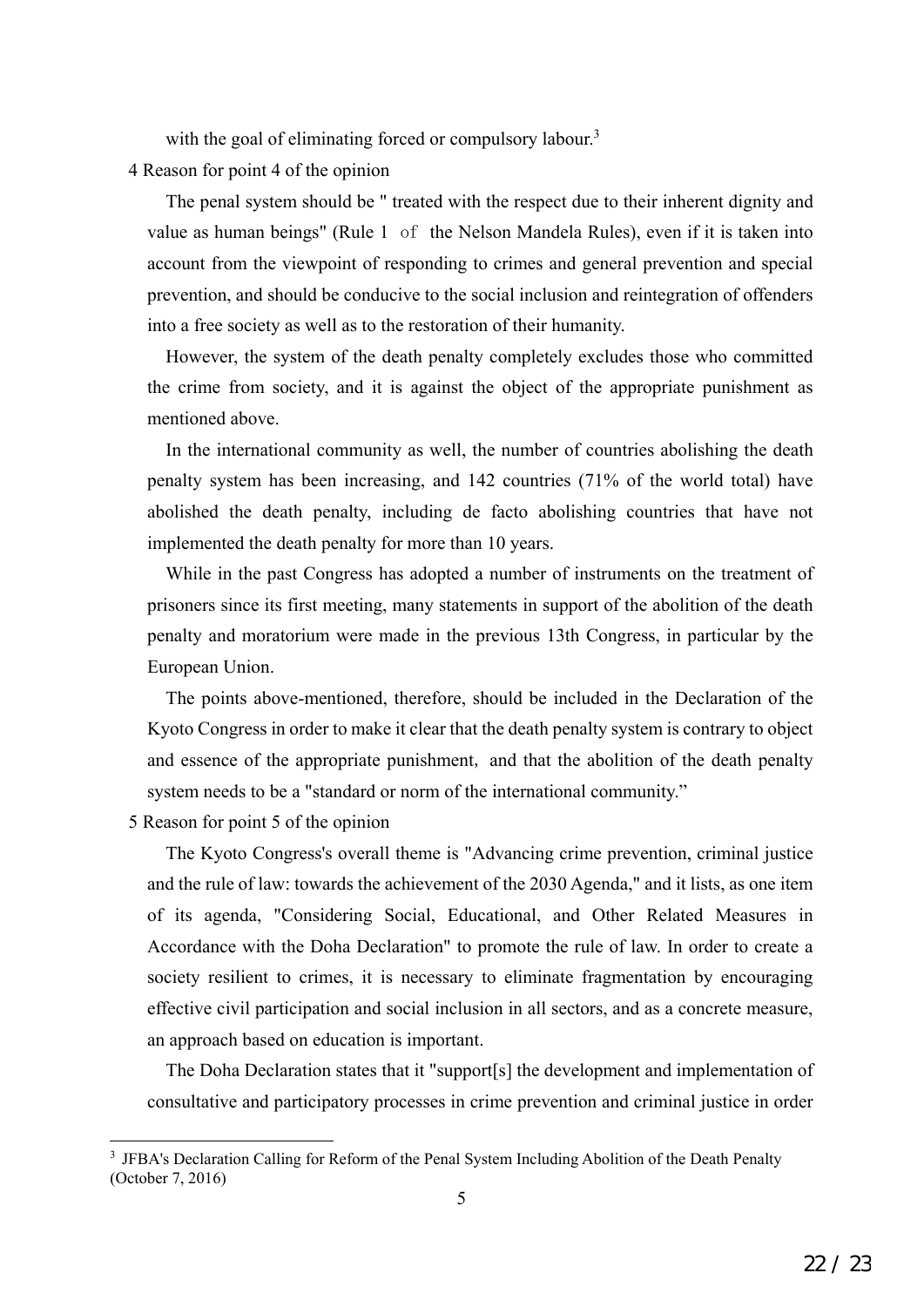with the goal of eliminating forced or compulsory labour.[3]

4 Reason for point 4 of the opinion

The penal system should be " treated with the respect due to their inherent dignity and value as human beings" (Rule 1 of the Nelson Mandela Rules), even if it is taken into account from the viewpoint of responding to crimes and general prevention and special prevention, and should be conducive to the social inclusion and reintegration of offenders into a free society as well as to the restoration of their humanity.

However, the system of the death penalty completely excludes those who committed the crime from society, and it is against the object of the appropriate punishment as mentioned above.

In the international community as well, the number of countries abolishing the death penalty system has been increasing, and 142 countries (71% of the world total) have abolished the death penalty, including de facto abolishing countries that have not implemented the death penalty for more than 10 years.

While in the past Congress has adopted a number of instruments on the treatment of prisoners since its first meeting, many statements in support of the abolition of the death penalty and moratorium were made in the previous 13th Congress, in particular by the European Union.

The points above-mentioned, therefore, should be included in the Declaration of the Kyoto Congress in order to make it clear that the death penalty system is contrary to object and essence of the appropriate punishment, and that the abolition of the death penalty system needs to be a "standard or norm of the international community."

5 Reason for point 5 of the opinion

The Kyoto Congress's overall theme is "Advancing crime prevention, criminal justice and the rule of law: towards the achievement of the 2030 Agenda," and it lists, as one item of its agenda, "Considering Social, Educational, and Other Related Measures in Accordance with the Doha Declaration" to promote the rule of law. In order to create a society resilient to crimes, it is necessary to eliminate fragmentation by encouraging effective civil participation and social inclusion in all sectors, and as a concrete measure, an approach based on education is important.

The Doha Declaration states that it "support[s] the development and implementation of consultative and participatory processes in crime prevention and criminal justice in order

[3] JFBA's Declaration Calling for Reform of the Penal System Including Abolition of the Death Penalty (October 7, 2016)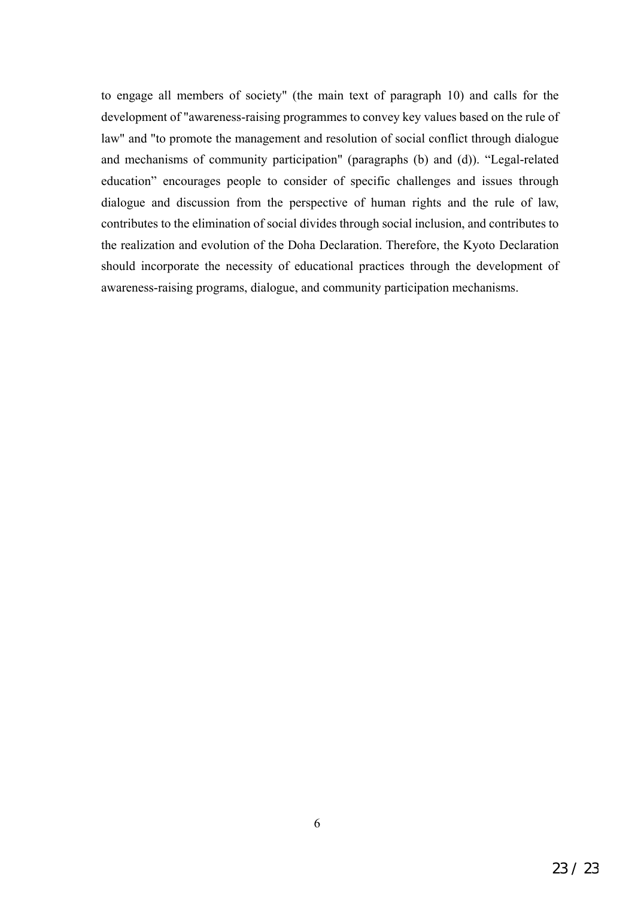to engage all members of society" (the main text of paragraph 10) and calls for the development of "awareness-raising programmes to convey key values based on the rule of law" and "to promote the management and resolution of social conflict through dialogue and mechanisms of community participation" (paragraphs (b) and (d)). “Legal-related education” encourages people to consider of specific challenges and issues through dialogue and discussion from the perspective of human rights and the rule of law, contributes to the elimination of social divides through social inclusion, and contributes to the realization and evolution of the Doha Declaration. Therefore, the Kyoto Declaration should incorporate the necessity of educational practices through the development of awareness-raising programs, dialogue, and community participation mechanisms.